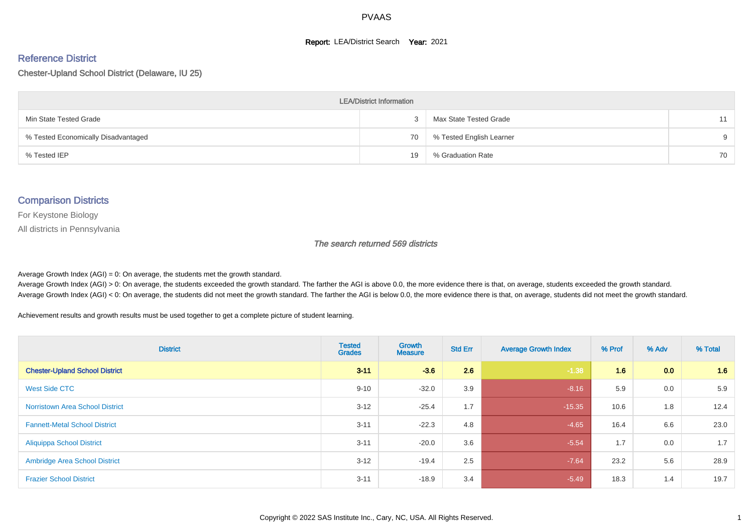# PVAAS

**Report:** LEA/District Search **Year:** 2021

## Reference District

Chester-Upland School District (Delaware, IU 25)

| LEA/District Information | | | |
|---|---|---|---|
| Min State Tested Grade | 3 | Max State Tested Grade | 11 |
| % Tested Economically Disadvantaged | 70 | % Tested English Learner | 9 |
| % Tested IEP | 19 | % Graduation Rate | 70 |

## Comparison Districts

For Keystone Biology

All districts in Pennsylvania

*The search returned 569 districts*

Average Growth Index (AGI) = 0: On average, the students met the growth standard.
Average Growth Index (AGI) > 0: On average, the students exceeded the growth standard. The farther the AGI is above 0.0, the more evidence there is that, on average, students exceeded the growth standard.
Average Growth Index (AGI) < 0: On average, the students did not meet the growth standard. The farther the AGI is below 0.0, the more evidence there is that, on average, students did not meet the growth standard.

Achievement results and growth results must be used together to get a complete picture of student learning.

| District | Tested Grades | Growth Measure | Std Err | Average Growth Index | % Prof | % Adv | % Total |
|---|---|---|---|---|---|---|---|
| **Chester-Upland School District** | **3-11** | **-3.6** | **2.6** | **-1.38** | **1.6** | **0.0** | **1.6** |
| West Side CTC | 9-10 | -32.0 | 3.9 | -8.16 | 5.9 | 0.0 | 5.9 |
| Norristown Area School District | 3-12 | -25.4 | 1.7 | -15.35 | 10.6 | 1.8 | 12.4 |
| Fannett-Metal School District | 3-11 | -22.3 | 4.8 | -4.65 | 16.4 | 6.6 | 23.0 |
| Aliquippa School District | 3-11 | -20.0 | 3.6 | -5.54 | 1.7 | 0.0 | 1.7 |
| Ambridge Area School District | 3-12 | -19.4 | 2.5 | -7.64 | 23.2 | 5.6 | 28.9 |
| Frazier School District | 3-11 | -18.9 | 3.4 | -5.49 | 18.3 | 1.4 | 19.7 |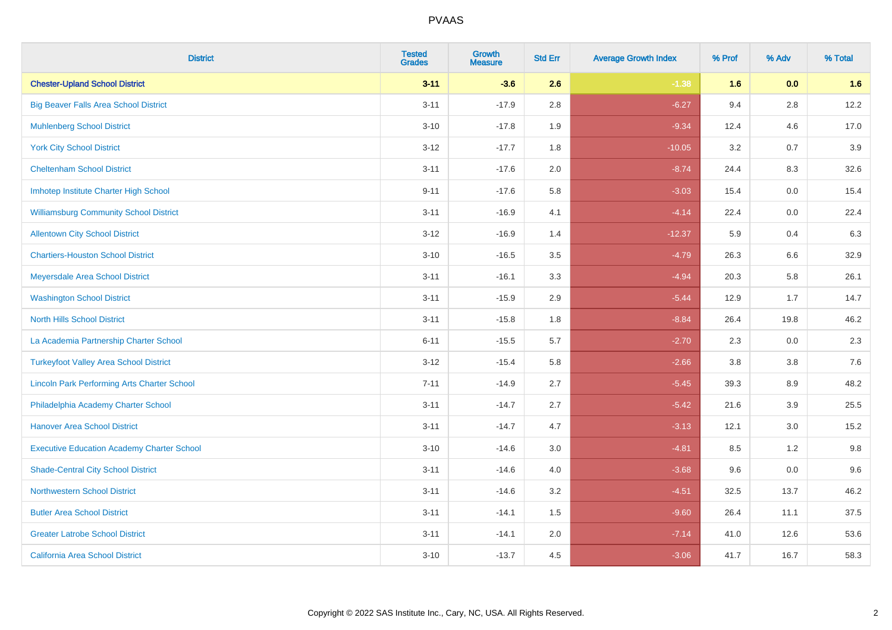# PVAAS

| District | Tested Grades | Growth Measure | Std Err | Average Growth Index | % Prof | % Adv | % Total |
|---|---|---|---|---|---|---|---|
| **Chester-Upland School District** | **3-11** | **-3.6** | **2.6** | **-1.38** | **1.6** | **0.0** | **1.6** |
| Big Beaver Falls Area School District | 3-11 | -17.9 | 2.8 | -6.27 | 9.4 | 2.8 | 12.2 |
| Muhlenberg School District | 3-10 | -17.8 | 1.9 | -9.34 | 12.4 | 4.6 | 17.0 |
| York City School District | 3-12 | -17.7 | 1.8 | -10.05 | 3.2 | 0.7 | 3.9 |
| Cheltenham School District | 3-11 | -17.6 | 2.0 | -8.74 | 24.4 | 8.3 | 32.6 |
| Imhotep Institute Charter High School | 9-11 | -17.6 | 5.8 | -3.03 | 15.4 | 0.0 | 15.4 |
| Williamsburg Community School District | 3-11 | -16.9 | 4.1 | -4.14 | 22.4 | 0.0 | 22.4 |
| Allentown City School District | 3-12 | -16.9 | 1.4 | -12.37 | 5.9 | 0.4 | 6.3 |
| Chartiers-Houston School District | 3-10 | -16.5 | 3.5 | -4.79 | 26.3 | 6.6 | 32.9 |
| Meyersdale Area School District | 3-11 | -16.1 | 3.3 | -4.94 | 20.3 | 5.8 | 26.1 |
| Washington School District | 3-11 | -15.9 | 2.9 | -5.44 | 12.9 | 1.7 | 14.7 |
| North Hills School District | 3-11 | -15.8 | 1.8 | -8.84 | 26.4 | 19.8 | 46.2 |
| La Academia Partnership Charter School | 6-11 | -15.5 | 5.7 | -2.70 | 2.3 | 0.0 | 2.3 |
| Turkeyfoot Valley Area School District | 3-12 | -15.4 | 5.8 | -2.66 | 3.8 | 3.8 | 7.6 |
| Lincoln Park Performing Arts Charter School | 7-11 | -14.9 | 2.7 | -5.45 | 39.3 | 8.9 | 48.2 |
| Philadelphia Academy Charter School | 3-11 | -14.7 | 2.7 | -5.42 | 21.6 | 3.9 | 25.5 |
| Hanover Area School District | 3-11 | -14.7 | 4.7 | -3.13 | 12.1 | 3.0 | 15.2 |
| Executive Education Academy Charter School | 3-10 | -14.6 | 3.0 | -4.81 | 8.5 | 1.2 | 9.8 |
| Shade-Central City School District | 3-11 | -14.6 | 4.0 | -3.68 | 9.6 | 0.0 | 9.6 |
| Northwestern School District | 3-11 | -14.6 | 3.2 | -4.51 | 32.5 | 13.7 | 46.2 |
| Butler Area School District | 3-11 | -14.1 | 1.5 | -9.60 | 26.4 | 11.1 | 37.5 |
| Greater Latrobe School District | 3-11 | -14.1 | 2.0 | -7.14 | 41.0 | 12.6 | 53.6 |
| California Area School District | 3-10 | -13.7 | 4.5 | -3.06 | 41.7 | 16.7 | 58.3 |

Copyright © 2022 SAS Institute Inc., Cary, NC, USA. All Rights Reserved.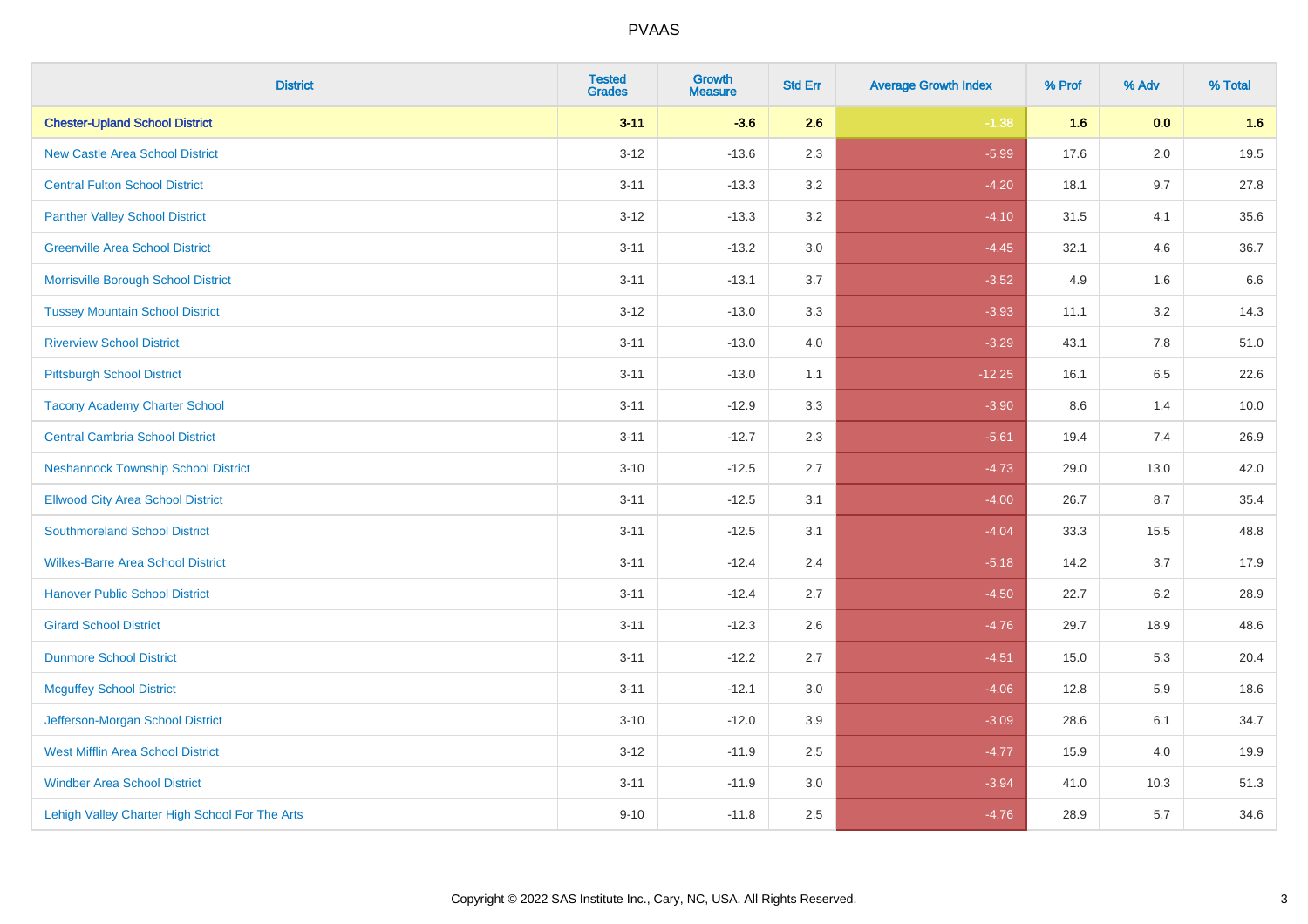# PVAAS

| District | Tested Grades | Growth Measure | Std Err | Average Growth Index | % Prof | % Adv | % Total |
|---|---|---|---|---|---|---|---|
| **Chester-Upland School District** | **3-11** | **-3.6** | **2.6** | **-1.38** | **1.6** | **0.0** | **1.6** |
| New Castle Area School District | 3-12 | -13.6 | 2.3 | -5.99 | 17.6 | 2.0 | 19.5 |
| Central Fulton School District | 3-11 | -13.3 | 3.2 | -4.20 | 18.1 | 9.7 | 27.8 |
| Panther Valley School District | 3-12 | -13.3 | 3.2 | -4.10 | 31.5 | 4.1 | 35.6 |
| Greenville Area School District | 3-11 | -13.2 | 3.0 | -4.45 | 32.1 | 4.6 | 36.7 |
| Morrisville Borough School District | 3-11 | -13.1 | 3.7 | -3.52 | 4.9 | 1.6 | 6.6 |
| Tussey Mountain School District | 3-12 | -13.0 | 3.3 | -3.93 | 11.1 | 3.2 | 14.3 |
| Riverview School District | 3-11 | -13.0 | 4.0 | -3.29 | 43.1 | 7.8 | 51.0 |
| Pittsburgh School District | 3-11 | -13.0 | 1.1 | -12.25 | 16.1 | 6.5 | 22.6 |
| Tacony Academy Charter School | 3-11 | -12.9 | 3.3 | -3.90 | 8.6 | 1.4 | 10.0 |
| Central Cambria School District | 3-11 | -12.7 | 2.3 | -5.61 | 19.4 | 7.4 | 26.9 |
| Neshannock Township School District | 3-10 | -12.5 | 2.7 | -4.73 | 29.0 | 13.0 | 42.0 |
| Ellwood City Area School District | 3-11 | -12.5 | 3.1 | -4.00 | 26.7 | 8.7 | 35.4 |
| Southmoreland School District | 3-11 | -12.5 | 3.1 | -4.04 | 33.3 | 15.5 | 48.8 |
| Wilkes-Barre Area School District | 3-11 | -12.4 | 2.4 | -5.18 | 14.2 | 3.7 | 17.9 |
| Hanover Public School District | 3-11 | -12.4 | 2.7 | -4.50 | 22.7 | 6.2 | 28.9 |
| Girard School District | 3-11 | -12.3 | 2.6 | -4.76 | 29.7 | 18.9 | 48.6 |
| Dunmore School District | 3-11 | -12.2 | 2.7 | -4.51 | 15.0 | 5.3 | 20.4 |
| Mcguffey School District | 3-11 | -12.1 | 3.0 | -4.06 | 12.8 | 5.9 | 18.6 |
| Jefferson-Morgan School District | 3-10 | -12.0 | 3.9 | -3.09 | 28.6 | 6.1 | 34.7 |
| West Mifflin Area School District | 3-12 | -11.9 | 2.5 | -4.77 | 15.9 | 4.0 | 19.9 |
| Windber Area School District | 3-11 | -11.9 | 3.0 | -3.94 | 41.0 | 10.3 | 51.3 |
| Lehigh Valley Charter High School For The Arts | 9-10 | -11.8 | 2.5 | -4.76 | 28.9 | 5.7 | 34.6 |

Copyright © 2022 SAS Institute Inc., Cary, NC, USA. All Rights Reserved.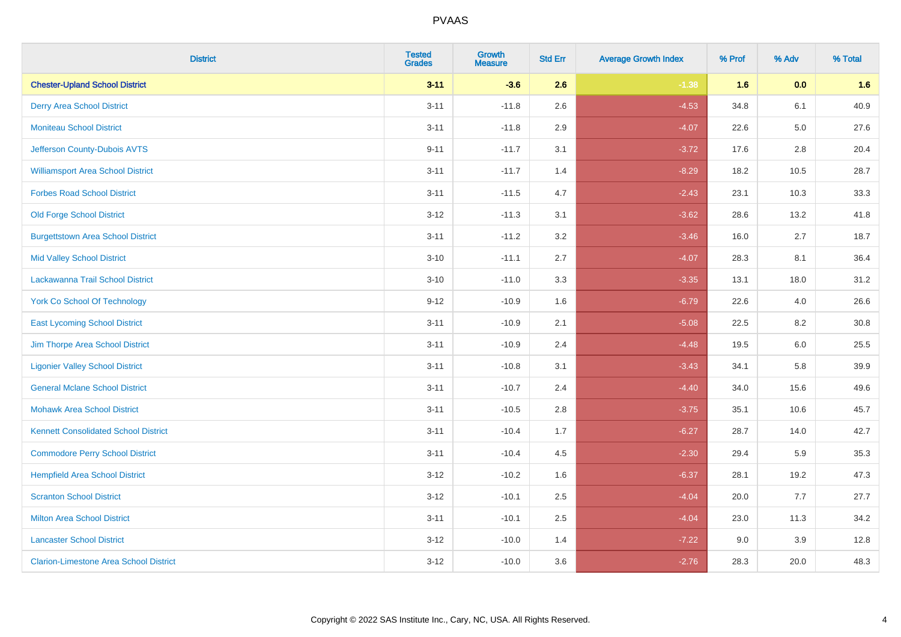# PVAAS

| District | Tested Grades | Growth Measure | Std Err | Average Growth Index | % Prof | % Adv | % Total |
|---|---|---|---|---|---|---|---|
| **Chester-Upland School District** | **3-11** | **-3.6** | **2.6** | **-1.38** | **1.6** | **0.0** | **1.6** |
| Derry Area School District | 3-11 | -11.8 | 2.6 | -4.53 | 34.8 | 6.1 | 40.9 |
| Moniteau School District | 3-11 | -11.8 | 2.9 | -4.07 | 22.6 | 5.0 | 27.6 |
| Jefferson County-Dubois AVTS | 9-11 | -11.7 | 3.1 | -3.72 | 17.6 | 2.8 | 20.4 |
| Williamsport Area School District | 3-11 | -11.7 | 1.4 | -8.29 | 18.2 | 10.5 | 28.7 |
| Forbes Road School District | 3-11 | -11.5 | 4.7 | -2.43 | 23.1 | 10.3 | 33.3 |
| Old Forge School District | 3-12 | -11.3 | 3.1 | -3.62 | 28.6 | 13.2 | 41.8 |
| Burgettstown Area School District | 3-11 | -11.2 | 3.2 | -3.46 | 16.0 | 2.7 | 18.7 |
| Mid Valley School District | 3-10 | -11.1 | 2.7 | -4.07 | 28.3 | 8.1 | 36.4 |
| Lackawanna Trail School District | 3-10 | -11.0 | 3.3 | -3.35 | 13.1 | 18.0 | 31.2 |
| York Co School Of Technology | 9-12 | -10.9 | 1.6 | -6.79 | 22.6 | 4.0 | 26.6 |
| East Lycoming School District | 3-11 | -10.9 | 2.1 | -5.08 | 22.5 | 8.2 | 30.8 |
| Jim Thorpe Area School District | 3-11 | -10.9 | 2.4 | -4.48 | 19.5 | 6.0 | 25.5 |
| Ligonier Valley School District | 3-11 | -10.8 | 3.1 | -3.43 | 34.1 | 5.8 | 39.9 |
| General Mclane School District | 3-11 | -10.7 | 2.4 | -4.40 | 34.0 | 15.6 | 49.6 |
| Mohawk Area School District | 3-11 | -10.5 | 2.8 | -3.75 | 35.1 | 10.6 | 45.7 |
| Kennett Consolidated School District | 3-11 | -10.4 | 1.7 | -6.27 | 28.7 | 14.0 | 42.7 |
| Commodore Perry School District | 3-11 | -10.4 | 4.5 | -2.30 | 29.4 | 5.9 | 35.3 |
| Hempfield Area School District | 3-12 | -10.2 | 1.6 | -6.37 | 28.1 | 19.2 | 47.3 |
| Scranton School District | 3-12 | -10.1 | 2.5 | -4.04 | 20.0 | 7.7 | 27.7 |
| Milton Area School District | 3-11 | -10.1 | 2.5 | -4.04 | 23.0 | 11.3 | 34.2 |
| Lancaster School District | 3-12 | -10.0 | 1.4 | -7.22 | 9.0 | 3.9 | 12.8 |
| Clarion-Limestone Area School District | 3-12 | -10.0 | 3.6 | -2.76 | 28.3 | 20.0 | 48.3 |

Copyright © 2022 SAS Institute Inc., Cary, NC, USA. All Rights Reserved.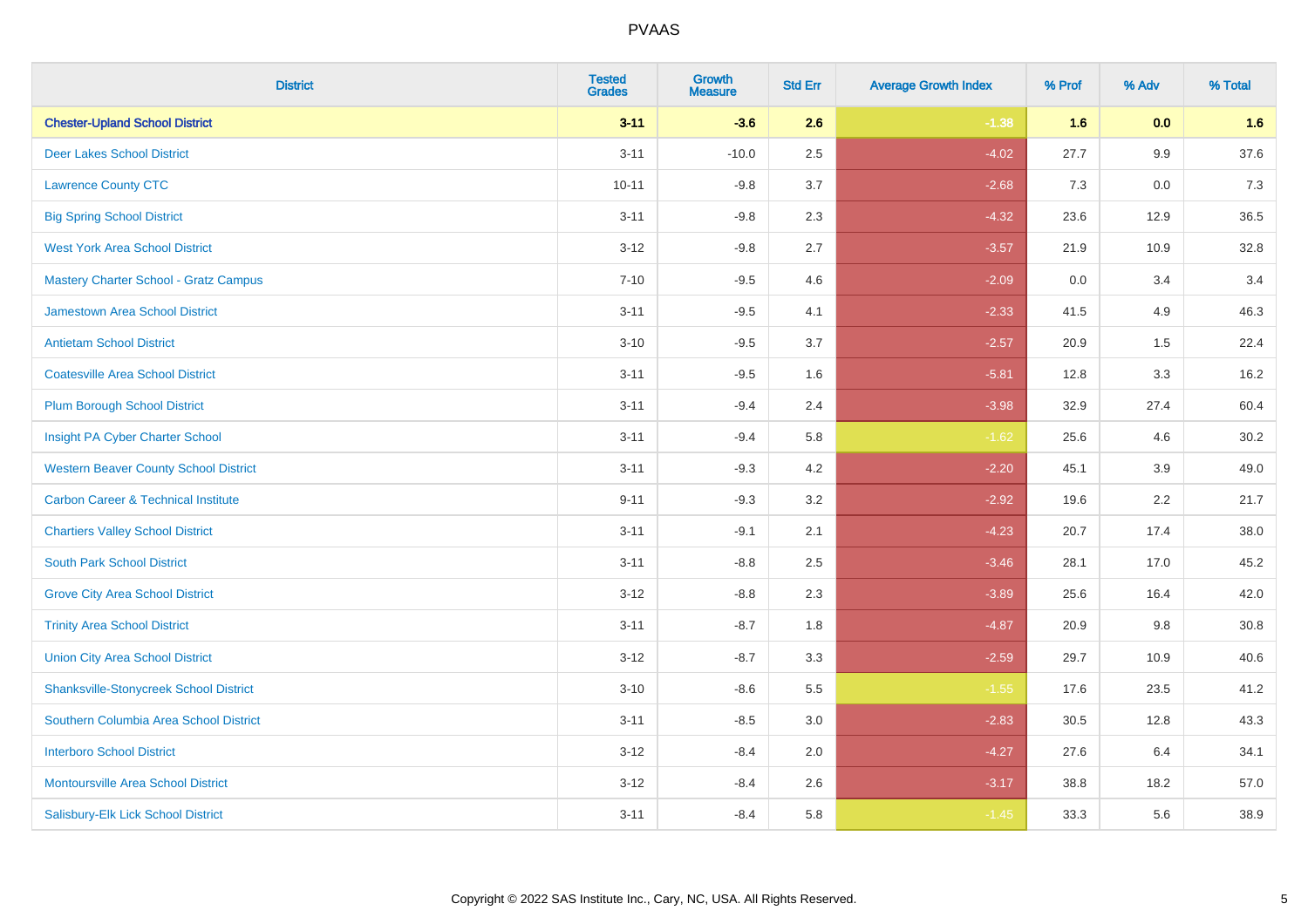| District | Tested Grades | Growth Measure | Std Err | Average Growth Index | % Prof | % Adv | % Total |
|---|---|---|---|---|---|---|---|
| **Chester-Upland School District** | **3-11** | **-3.6** | **2.6** | **-1.38** | **1.6** | **0.0** | **1.6** |
| Deer Lakes School District | 3-11 | -10.0 | 2.5 | -4.02 | 27.7 | 9.9 | 37.6 |
| Lawrence County CTC | 10-11 | -9.8 | 3.7 | -2.68 | 7.3 | 0.0 | 7.3 |
| Big Spring School District | 3-11 | -9.8 | 2.3 | -4.32 | 23.6 | 12.9 | 36.5 |
| West York Area School District | 3-12 | -9.8 | 2.7 | -3.57 | 21.9 | 10.9 | 32.8 |
| Mastery Charter School - Gratz Campus | 7-10 | -9.5 | 4.6 | -2.09 | 0.0 | 3.4 | 3.4 |
| Jamestown Area School District | 3-11 | -9.5 | 4.1 | -2.33 | 41.5 | 4.9 | 46.3 |
| Antietam School District | 3-10 | -9.5 | 3.7 | -2.57 | 20.9 | 1.5 | 22.4 |
| Coatesville Area School District | 3-11 | -9.5 | 1.6 | -5.81 | 12.8 | 3.3 | 16.2 |
| Plum Borough School District | 3-11 | -9.4 | 2.4 | -3.98 | 32.9 | 27.4 | 60.4 |
| Insight PA Cyber Charter School | 3-11 | -9.4 | 5.8 | -1.62 | 25.6 | 4.6 | 30.2 |
| Western Beaver County School District | 3-11 | -9.3 | 4.2 | -2.20 | 45.1 | 3.9 | 49.0 |
| Carbon Career & Technical Institute | 9-11 | -9.3 | 3.2 | -2.92 | 19.6 | 2.2 | 21.7 |
| Chartiers Valley School District | 3-11 | -9.1 | 2.1 | -4.23 | 20.7 | 17.4 | 38.0 |
| South Park School District | 3-11 | -8.8 | 2.5 | -3.46 | 28.1 | 17.0 | 45.2 |
| Grove City Area School District | 3-12 | -8.8 | 2.3 | -3.89 | 25.6 | 16.4 | 42.0 |
| Trinity Area School District | 3-11 | -8.7 | 1.8 | -4.87 | 20.9 | 9.8 | 30.8 |
| Union City Area School District | 3-12 | -8.7 | 3.3 | -2.59 | 29.7 | 10.9 | 40.6 |
| Shanksville-Stonycreek School District | 3-10 | -8.6 | 5.5 | -1.55 | 17.6 | 23.5 | 41.2 |
| Southern Columbia Area School District | 3-11 | -8.5 | 3.0 | -2.83 | 30.5 | 12.8 | 43.3 |
| Interboro School District | 3-12 | -8.4 | 2.0 | -4.27 | 27.6 | 6.4 | 34.1 |
| Montoursville Area School District | 3-12 | -8.4 | 2.6 | -3.17 | 38.8 | 18.2 | 57.0 |
| Salisbury-Elk Lick School District | 3-11 | -8.4 | 5.8 | -1.45 | 33.3 | 5.6 | 38.9 |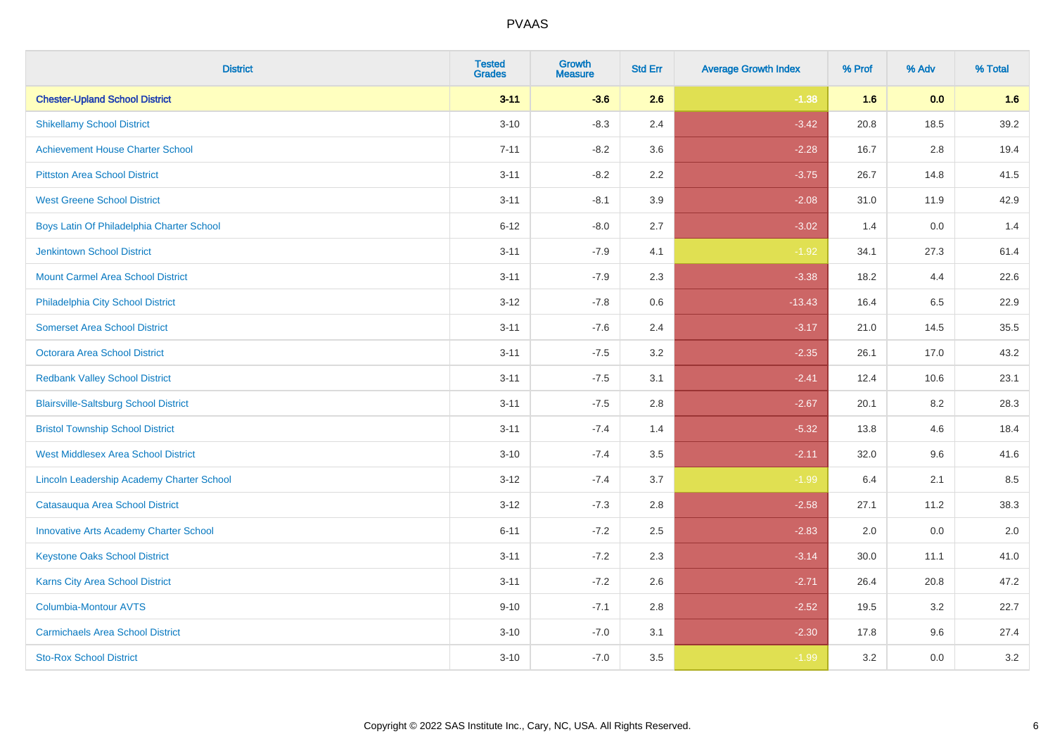# PVAAS

| District | Tested Grades | Growth Measure | Std Err | Average Growth Index | % Prof | % Adv | % Total |
|---|---|---|---|---|---|---|---|
| **Chester-Upland School District** | **3-11** | **-3.6** | **2.6** | **-1.38** | **1.6** | **0.0** | **1.6** |
| Shikellamy School District | 3-10 | -8.3 | 2.4 | -3.42 | 20.8 | 18.5 | 39.2 |
| Achievement House Charter School | 7-11 | -8.2 | 3.6 | -2.28 | 16.7 | 2.8 | 19.4 |
| Pittston Area School District | 3-11 | -8.2 | 2.2 | -3.75 | 26.7 | 14.8 | 41.5 |
| West Greene School District | 3-11 | -8.1 | 3.9 | -2.08 | 31.0 | 11.9 | 42.9 |
| Boys Latin Of Philadelphia Charter School | 6-12 | -8.0 | 2.7 | -3.02 | 1.4 | 0.0 | 1.4 |
| Jenkintown School District | 3-11 | -7.9 | 4.1 | -1.92 | 34.1 | 27.3 | 61.4 |
| Mount Carmel Area School District | 3-11 | -7.9 | 2.3 | -3.38 | 18.2 | 4.4 | 22.6 |
| Philadelphia City School District | 3-12 | -7.8 | 0.6 | -13.43 | 16.4 | 6.5 | 22.9 |
| Somerset Area School District | 3-11 | -7.6 | 2.4 | -3.17 | 21.0 | 14.5 | 35.5 |
| Octorara Area School District | 3-11 | -7.5 | 3.2 | -2.35 | 26.1 | 17.0 | 43.2 |
| Redbank Valley School District | 3-11 | -7.5 | 3.1 | -2.41 | 12.4 | 10.6 | 23.1 |
| Blairsville-Saltsburg School District | 3-11 | -7.5 | 2.8 | -2.67 | 20.1 | 8.2 | 28.3 |
| Bristol Township School District | 3-11 | -7.4 | 1.4 | -5.32 | 13.8 | 4.6 | 18.4 |
| West Middlesex Area School District | 3-10 | -7.4 | 3.5 | -2.11 | 32.0 | 9.6 | 41.6 |
| Lincoln Leadership Academy Charter School | 3-12 | -7.4 | 3.7 | -1.99 | 6.4 | 2.1 | 8.5 |
| Catasauqua Area School District | 3-12 | -7.3 | 2.8 | -2.58 | 27.1 | 11.2 | 38.3 |
| Innovative Arts Academy Charter School | 6-11 | -7.2 | 2.5 | -2.83 | 2.0 | 0.0 | 2.0 |
| Keystone Oaks School District | 3-11 | -7.2 | 2.3 | -3.14 | 30.0 | 11.1 | 41.0 |
| Karns City Area School District | 3-11 | -7.2 | 2.6 | -2.71 | 26.4 | 20.8 | 47.2 |
| Columbia-Montour AVTS | 9-10 | -7.1 | 2.8 | -2.52 | 19.5 | 3.2 | 22.7 |
| Carmichaels Area School District | 3-10 | -7.0 | 3.1 | -2.30 | 17.8 | 9.6 | 27.4 |
| Sto-Rox School District | 3-10 | -7.0 | 3.5 | -1.99 | 3.2 | 0.0 | 3.2 |

Copyright © 2022 SAS Institute Inc., Cary, NC, USA. All Rights Reserved.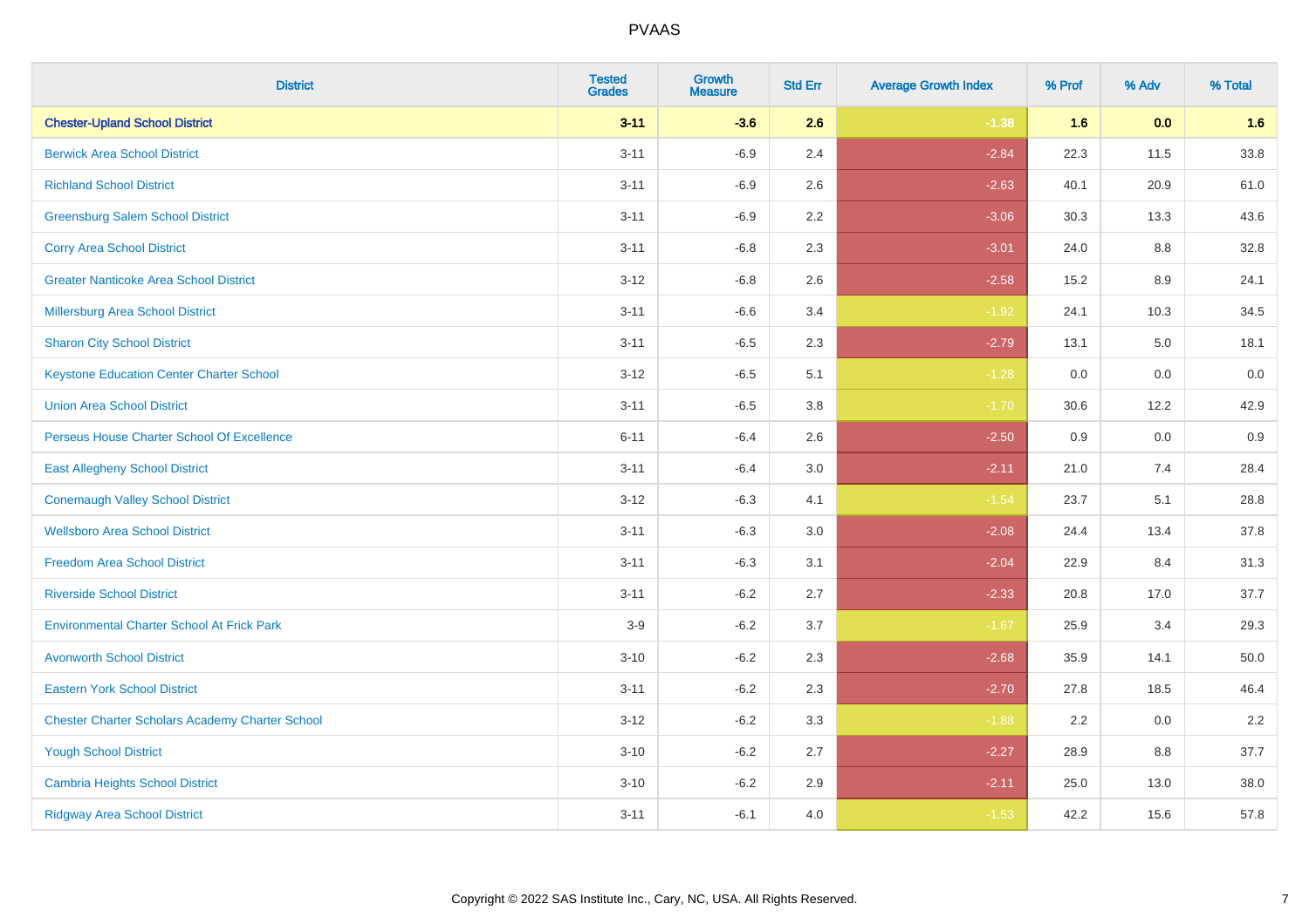PVAAS

| District | Tested Grades | Growth Measure | Std Err | Average Growth Index | % Prof | % Adv | % Total |
|---|---|---|---|---|---|---|---|
| **Chester-Upland School District** | **3-11** | **-3.6** | **2.6** | **-1.38** | **1.6** | **0.0** | **1.6** |
| Berwick Area School District | 3-11 | -6.9 | 2.4 | -2.84 | 22.3 | 11.5 | 33.8 |
| Richland School District | 3-11 | -6.9 | 2.6 | -2.63 | 40.1 | 20.9 | 61.0 |
| Greensburg Salem School District | 3-11 | -6.9 | 2.2 | -3.06 | 30.3 | 13.3 | 43.6 |
| Corry Area School District | 3-11 | -6.8 | 2.3 | -3.01 | 24.0 | 8.8 | 32.8 |
| Greater Nanticoke Area School District | 3-12 | -6.8 | 2.6 | -2.58 | 15.2 | 8.9 | 24.1 |
| Millersburg Area School District | 3-11 | -6.6 | 3.4 | -1.92 | 24.1 | 10.3 | 34.5 |
| Sharon City School District | 3-11 | -6.5 | 2.3 | -2.79 | 13.1 | 5.0 | 18.1 |
| Keystone Education Center Charter School | 3-12 | -6.5 | 5.1 | -1.28 | 0.0 | 0.0 | 0.0 |
| Union Area School District | 3-11 | -6.5 | 3.8 | -1.70 | 30.6 | 12.2 | 42.9 |
| Perseus House Charter School Of Excellence | 6-11 | -6.4 | 2.6 | -2.50 | 0.9 | 0.0 | 0.9 |
| East Allegheny School District | 3-11 | -6.4 | 3.0 | -2.11 | 21.0 | 7.4 | 28.4 |
| Conemaugh Valley School District | 3-12 | -6.3 | 4.1 | -1.54 | 23.7 | 5.1 | 28.8 |
| Wellsboro Area School District | 3-11 | -6.3 | 3.0 | -2.08 | 24.4 | 13.4 | 37.8 |
| Freedom Area School District | 3-11 | -6.3 | 3.1 | -2.04 | 22.9 | 8.4 | 31.3 |
| Riverside School District | 3-11 | -6.2 | 2.7 | -2.33 | 20.8 | 17.0 | 37.7 |
| Environmental Charter School At Frick Park | 3-9 | -6.2 | 3.7 | -1.67 | 25.9 | 3.4 | 29.3 |
| Avonworth School District | 3-10 | -6.2 | 2.3 | -2.68 | 35.9 | 14.1 | 50.0 |
| Eastern York School District | 3-11 | -6.2 | 2.3 | -2.70 | 27.8 | 18.5 | 46.4 |
| Chester Charter Scholars Academy Charter School | 3-12 | -6.2 | 3.3 | -1.88 | 2.2 | 0.0 | 2.2 |
| Yough School District | 3-10 | -6.2 | 2.7 | -2.27 | 28.9 | 8.8 | 37.7 |
| Cambria Heights School District | 3-10 | -6.2 | 2.9 | -2.11 | 25.0 | 13.0 | 38.0 |
| Ridgway Area School District | 3-11 | -6.1 | 4.0 | -1.53 | 42.2 | 15.6 | 57.8 |

Copyright © 2022 SAS Institute Inc., Cary, NC, USA. All Rights Reserved.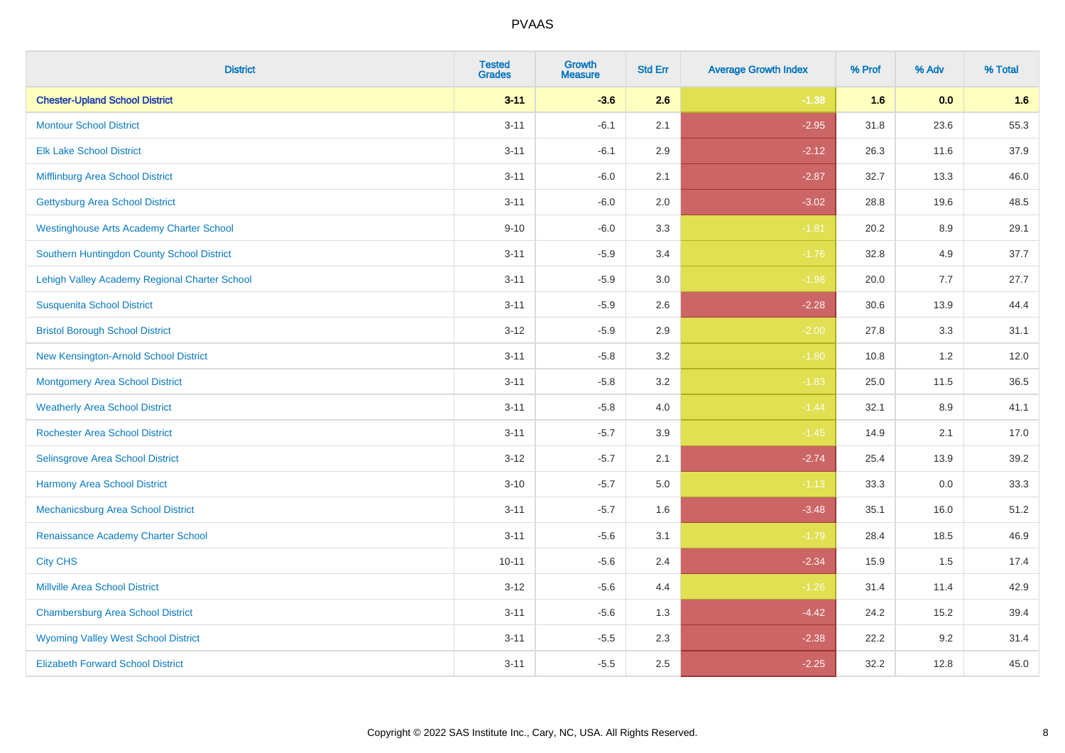# PVAAS

| District | Tested Grades | Growth Measure | Std Err | Average Growth Index | % Prof | % Adv | % Total |
|---|---|---|---|---|---|---|---|
| **Chester-Upland School District** | **3-11** | **-3.6** | **2.6** | **-1.38** | **1.6** | **0.0** | **1.6** |
| Montour School District | 3-11 | -6.1 | 2.1 | -2.95 | 31.8 | 23.6 | 55.3 |
| Elk Lake School District | 3-11 | -6.1 | 2.9 | -2.12 | 26.3 | 11.6 | 37.9 |
| Mifflinburg Area School District | 3-11 | -6.0 | 2.1 | -2.87 | 32.7 | 13.3 | 46.0 |
| Gettysburg Area School District | 3-11 | -6.0 | 2.0 | -3.02 | 28.8 | 19.6 | 48.5 |
| Westinghouse Arts Academy Charter School | 9-10 | -6.0 | 3.3 | -1.81 | 20.2 | 8.9 | 29.1 |
| Southern Huntingdon County School District | 3-11 | -5.9 | 3.4 | -1.76 | 32.8 | 4.9 | 37.7 |
| Lehigh Valley Academy Regional Charter School | 3-11 | -5.9 | 3.0 | -1.98 | 20.0 | 7.7 | 27.7 |
| Susquenita School District | 3-11 | -5.9 | 2.6 | -2.28 | 30.6 | 13.9 | 44.4 |
| Bristol Borough School District | 3-12 | -5.9 | 2.9 | -2.00 | 27.8 | 3.3 | 31.1 |
| New Kensington-Arnold School District | 3-11 | -5.8 | 3.2 | -1.80 | 10.8 | 1.2 | 12.0 |
| Montgomery Area School District | 3-11 | -5.8 | 3.2 | -1.83 | 25.0 | 11.5 | 36.5 |
| Weatherly Area School District | 3-11 | -5.8 | 4.0 | -1.44 | 32.1 | 8.9 | 41.1 |
| Rochester Area School District | 3-11 | -5.7 | 3.9 | -1.45 | 14.9 | 2.1 | 17.0 |
| Selinsgrove Area School District | 3-12 | -5.7 | 2.1 | -2.74 | 25.4 | 13.9 | 39.2 |
| Harmony Area School District | 3-10 | -5.7 | 5.0 | -1.13 | 33.3 | 0.0 | 33.3 |
| Mechanicsburg Area School District | 3-11 | -5.7 | 1.6 | -3.48 | 35.1 | 16.0 | 51.2 |
| Renaissance Academy Charter School | 3-11 | -5.6 | 3.1 | -1.79 | 28.4 | 18.5 | 46.9 |
| City CHS | 10-11 | -5.6 | 2.4 | -2.34 | 15.9 | 1.5 | 17.4 |
| Millville Area School District | 3-12 | -5.6 | 4.4 | -1.26 | 31.4 | 11.4 | 42.9 |
| Chambersburg Area School District | 3-11 | -5.6 | 1.3 | -4.42 | 24.2 | 15.2 | 39.4 |
| Wyoming Valley West School District | 3-11 | -5.5 | 2.3 | -2.38 | 22.2 | 9.2 | 31.4 |
| Elizabeth Forward School District | 3-11 | -5.5 | 2.5 | -2.25 | 32.2 | 12.8 | 45.0 |

Copyright © 2022 SAS Institute Inc., Cary, NC, USA. All Rights Reserved.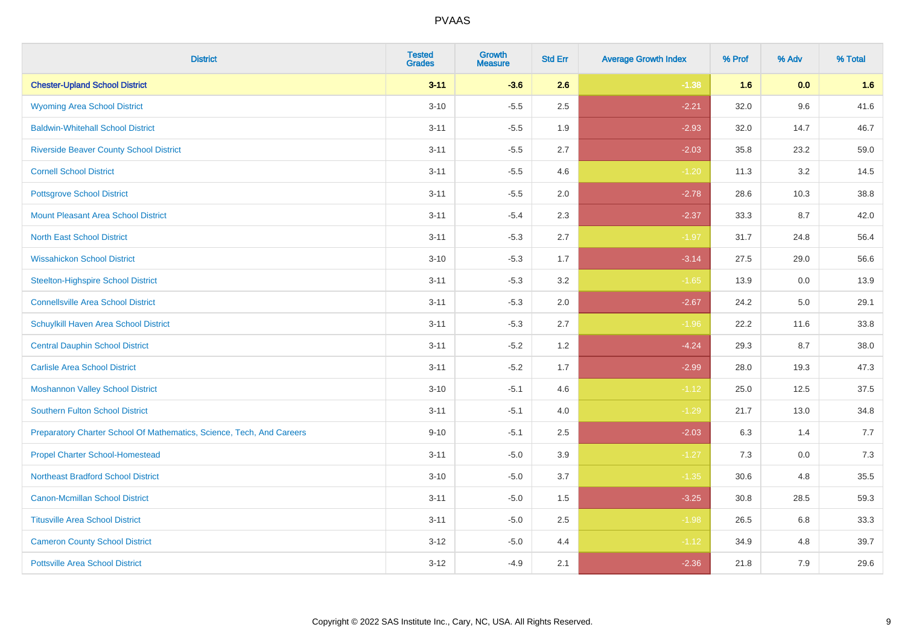# PVAAS

| District | Tested Grades | Growth Measure | Std Err | Average Growth Index | % Prof | % Adv | % Total |
|---|---|---|---|---|---|---|---|
| **Chester-Upland School District** | **3-11** | **-3.6** | **2.6** | **-1.38** | **1.6** | **0.0** | **1.6** |
| Wyoming Area School District | 3-10 | -5.5 | 2.5 | -2.21 | 32.0 | 9.6 | 41.6 |
| Baldwin-Whitehall School District | 3-11 | -5.5 | 1.9 | -2.93 | 32.0 | 14.7 | 46.7 |
| Riverside Beaver County School District | 3-11 | -5.5 | 2.7 | -2.03 | 35.8 | 23.2 | 59.0 |
| Cornell School District | 3-11 | -5.5 | 4.6 | -1.20 | 11.3 | 3.2 | 14.5 |
| Pottsgrove School District | 3-11 | -5.5 | 2.0 | -2.78 | 28.6 | 10.3 | 38.8 |
| Mount Pleasant Area School District | 3-11 | -5.4 | 2.3 | -2.37 | 33.3 | 8.7 | 42.0 |
| North East School District | 3-11 | -5.3 | 2.7 | -1.97 | 31.7 | 24.8 | 56.4 |
| Wissahickon School District | 3-10 | -5.3 | 1.7 | -3.14 | 27.5 | 29.0 | 56.6 |
| Steelton-Highspire School District | 3-11 | -5.3 | 3.2 | -1.65 | 13.9 | 0.0 | 13.9 |
| Connellsville Area School District | 3-11 | -5.3 | 2.0 | -2.67 | 24.2 | 5.0 | 29.1 |
| Schuylkill Haven Area School District | 3-11 | -5.3 | 2.7 | -1.96 | 22.2 | 11.6 | 33.8 |
| Central Dauphin School District | 3-11 | -5.2 | 1.2 | -4.24 | 29.3 | 8.7 | 38.0 |
| Carlisle Area School District | 3-11 | -5.2 | 1.7 | -2.99 | 28.0 | 19.3 | 47.3 |
| Moshannon Valley School District | 3-10 | -5.1 | 4.6 | -1.12 | 25.0 | 12.5 | 37.5 |
| Southern Fulton School District | 3-11 | -5.1 | 4.0 | -1.29 | 21.7 | 13.0 | 34.8 |
| Preparatory Charter School Of Mathematics, Science, Tech, And Careers | 9-10 | -5.1 | 2.5 | -2.03 | 6.3 | 1.4 | 7.7 |
| Propel Charter School-Homestead | 3-11 | -5.0 | 3.9 | -1.27 | 7.3 | 0.0 | 7.3 |
| Northeast Bradford School District | 3-10 | -5.0 | 3.7 | -1.35 | 30.6 | 4.8 | 35.5 |
| Canon-Mcmillan School District | 3-11 | -5.0 | 1.5 | -3.25 | 30.8 | 28.5 | 59.3 |
| Titusville Area School District | 3-11 | -5.0 | 2.5 | -1.98 | 26.5 | 6.8 | 33.3 |
| Cameron County School District | 3-12 | -5.0 | 4.4 | -1.12 | 34.9 | 4.8 | 39.7 |
| Pottsville Area School District | 3-12 | -4.9 | 2.1 | -2.36 | 21.8 | 7.9 | 29.6 |

Copyright © 2022 SAS Institute Inc., Cary, NC, USA. All Rights Reserved.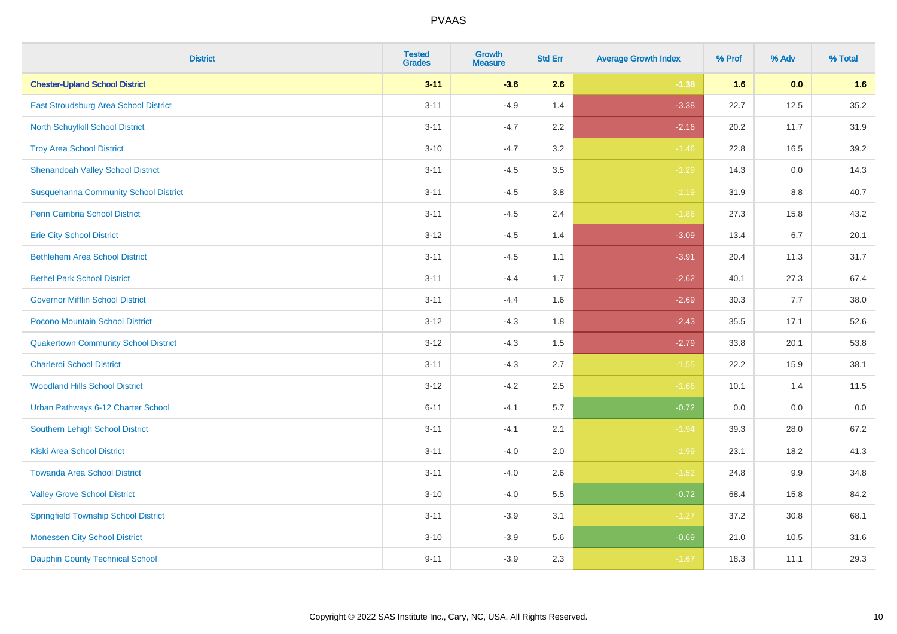# PVAAS

| District | Tested Grades | Growth Measure | Std Err | Average Growth Index | % Prof | % Adv | % Total |
|---|---|---|---|---|---|---|---|
| **Chester-Upland School District** | **3-11** | **-3.6** | **2.6** | **-1.38** | **1.6** | **0.0** | **1.6** |
| East Stroudsburg Area School District | 3-11 | -4.9 | 1.4 | -3.38 | 22.7 | 12.5 | 35.2 |
| North Schuylkill School District | 3-11 | -4.7 | 2.2 | -2.16 | 20.2 | 11.7 | 31.9 |
| Troy Area School District | 3-10 | -4.7 | 3.2 | -1.46 | 22.8 | 16.5 | 39.2 |
| Shenandoah Valley School District | 3-11 | -4.5 | 3.5 | -1.29 | 14.3 | 0.0 | 14.3 |
| Susquehanna Community School District | 3-11 | -4.5 | 3.8 | -1.19 | 31.9 | 8.8 | 40.7 |
| Penn Cambria School District | 3-11 | -4.5 | 2.4 | -1.86 | 27.3 | 15.8 | 43.2 |
| Erie City School District | 3-12 | -4.5 | 1.4 | -3.09 | 13.4 | 6.7 | 20.1 |
| Bethlehem Area School District | 3-11 | -4.5 | 1.1 | -3.91 | 20.4 | 11.3 | 31.7 |
| Bethel Park School District | 3-11 | -4.4 | 1.7 | -2.62 | 40.1 | 27.3 | 67.4 |
| Governor Mifflin School District | 3-11 | -4.4 | 1.6 | -2.69 | 30.3 | 7.7 | 38.0 |
| Pocono Mountain School District | 3-12 | -4.3 | 1.8 | -2.43 | 35.5 | 17.1 | 52.6 |
| Quakertown Community School District | 3-12 | -4.3 | 1.5 | -2.79 | 33.8 | 20.1 | 53.8 |
| Charleroi School District | 3-11 | -4.3 | 2.7 | -1.55 | 22.2 | 15.9 | 38.1 |
| Woodland Hills School District | 3-12 | -4.2 | 2.5 | -1.66 | 10.1 | 1.4 | 11.5 |
| Urban Pathways 6-12 Charter School | 6-11 | -4.1 | 5.7 | -0.72 | 0.0 | 0.0 | 0.0 |
| Southern Lehigh School District | 3-11 | -4.1 | 2.1 | -1.94 | 39.3 | 28.0 | 67.2 |
| Kiski Area School District | 3-11 | -4.0 | 2.0 | -1.99 | 23.1 | 18.2 | 41.3 |
| Towanda Area School District | 3-11 | -4.0 | 2.6 | -1.52 | 24.8 | 9.9 | 34.8 |
| Valley Grove School District | 3-10 | -4.0 | 5.5 | -0.72 | 68.4 | 15.8 | 84.2 |
| Springfield Township School District | 3-11 | -3.9 | 3.1 | -1.27 | 37.2 | 30.8 | 68.1 |
| Monessen City School District | 3-10 | -3.9 | 5.6 | -0.69 | 21.0 | 10.5 | 31.6 |
| Dauphin County Technical School | 9-11 | -3.9 | 2.3 | -1.67 | 18.3 | 11.1 | 29.3 |

Copyright © 2022 SAS Institute Inc., Cary, NC, USA. All Rights Reserved.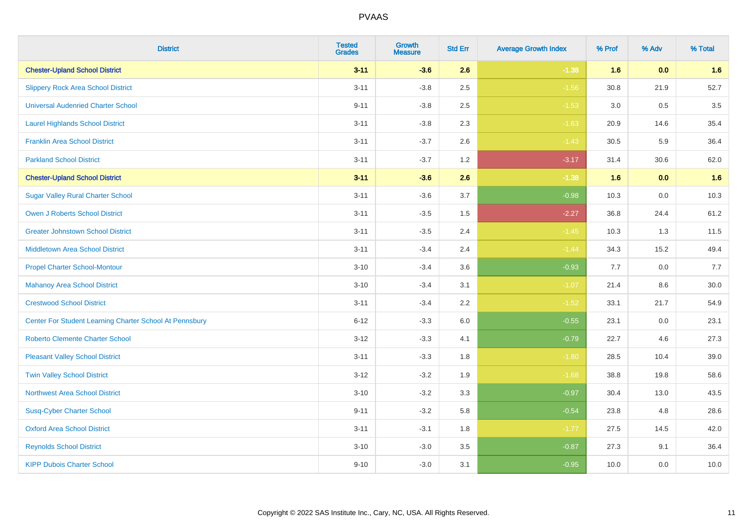# PVAAS

| District | Tested Grades | Growth Measure | Std Err | Average Growth Index | % Prof | % Adv | % Total |
|---|---|---|---|---|---|---|---|
| **Chester-Upland School District** | **3-11** | **-3.6** | **2.6** | **-1.38** | **1.6** | **0.0** | **1.6** |
| Slippery Rock Area School District | 3-11 | -3.8 | 2.5 | -1.56 | 30.8 | 21.9 | 52.7 |
| Universal Audenried Charter School | 9-11 | -3.8 | 2.5 | -1.53 | 3.0 | 0.5 | 3.5 |
| Laurel Highlands School District | 3-11 | -3.8 | 2.3 | -1.63 | 20.9 | 14.6 | 35.4 |
| Franklin Area School District | 3-11 | -3.7 | 2.6 | -1.43 | 30.5 | 5.9 | 36.4 |
| Parkland School District | 3-11 | -3.7 | 1.2 | -3.17 | 31.4 | 30.6 | 62.0 |
| **Chester-Upland School District** | **3-11** | **-3.6** | **2.6** | **-1.38** | **1.6** | **0.0** | **1.6** |
| Sugar Valley Rural Charter School | 3-11 | -3.6 | 3.7 | -0.98 | 10.3 | 0.0 | 10.3 |
| Owen J Roberts School District | 3-11 | -3.5 | 1.5 | -2.27 | 36.8 | 24.4 | 61.2 |
| Greater Johnstown School District | 3-11 | -3.5 | 2.4 | -1.45 | 10.3 | 1.3 | 11.5 |
| Middletown Area School District | 3-11 | -3.4 | 2.4 | -1.44 | 34.3 | 15.2 | 49.4 |
| Propel Charter School-Montour | 3-10 | -3.4 | 3.6 | -0.93 | 7.7 | 0.0 | 7.7 |
| Mahanoy Area School District | 3-10 | -3.4 | 3.1 | -1.07 | 21.4 | 8.6 | 30.0 |
| Crestwood School District | 3-11 | -3.4 | 2.2 | -1.52 | 33.1 | 21.7 | 54.9 |
| Center For Student Learning Charter School At Pennsbury | 6-12 | -3.3 | 6.0 | -0.55 | 23.1 | 0.0 | 23.1 |
| Roberto Clemente Charter School | 3-12 | -3.3 | 4.1 | -0.79 | 22.7 | 4.6 | 27.3 |
| Pleasant Valley School District | 3-11 | -3.3 | 1.8 | -1.80 | 28.5 | 10.4 | 39.0 |
| Twin Valley School District | 3-12 | -3.2 | 1.9 | -1.68 | 38.8 | 19.8 | 58.6 |
| Northwest Area School District | 3-10 | -3.2 | 3.3 | -0.97 | 30.4 | 13.0 | 43.5 |
| Susq-Cyber Charter School | 9-11 | -3.2 | 5.8 | -0.54 | 23.8 | 4.8 | 28.6 |
| Oxford Area School District | 3-11 | -3.1 | 1.8 | -1.77 | 27.5 | 14.5 | 42.0 |
| Reynolds School District | 3-10 | -3.0 | 3.5 | -0.87 | 27.3 | 9.1 | 36.4 |
| KIPP Dubois Charter School | 9-10 | -3.0 | 3.1 | -0.95 | 10.0 | 0.0 | 10.0 |

Copyright © 2022 SAS Institute Inc., Cary, NC, USA. All Rights Reserved.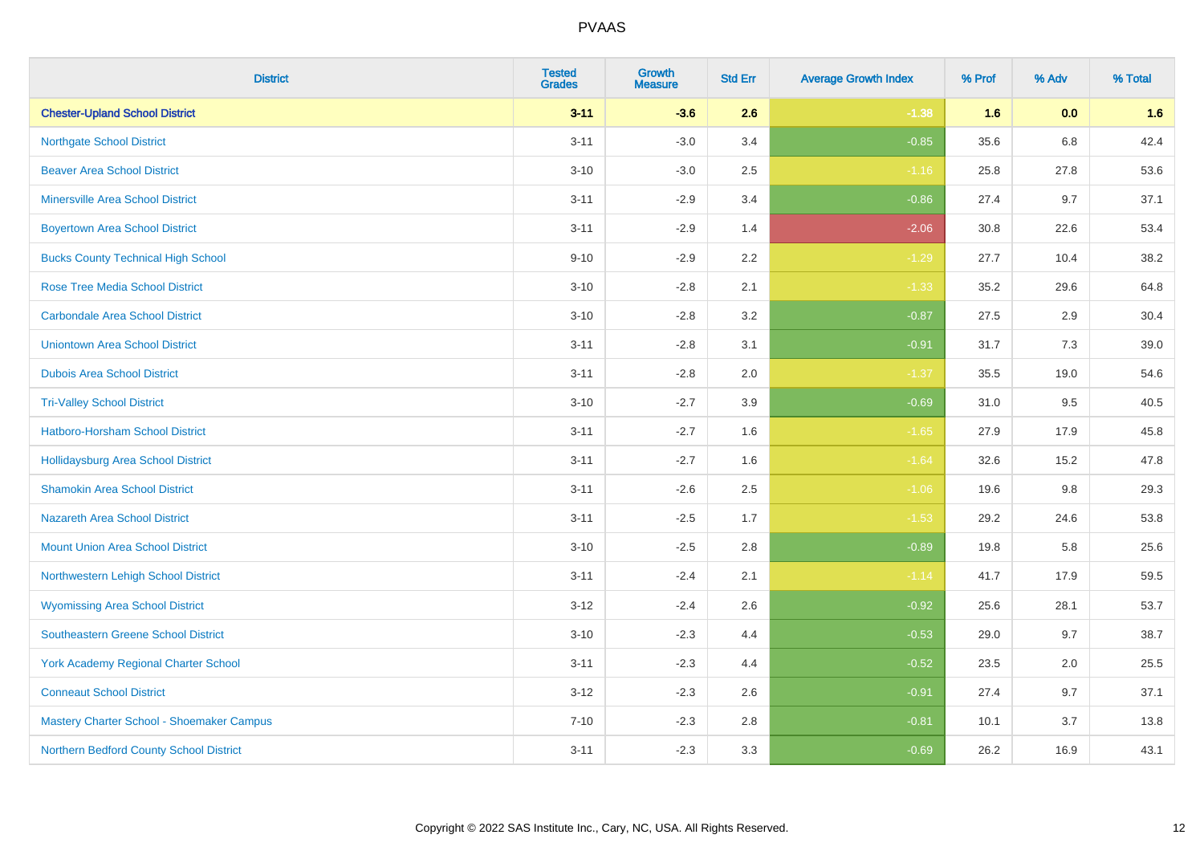# PVAAS

| District | Tested Grades | Growth Measure | Std Err | Average Growth Index | % Prof | % Adv | % Total |
|---|---|---|---|---|---|---|---|
| **Chester-Upland School District** | **3-11** | **-3.6** | **2.6** | **-1.38** | **1.6** | **0.0** | **1.6** |
| Northgate School District | 3-11 | -3.0 | 3.4 | -0.85 | 35.6 | 6.8 | 42.4 |
| Beaver Area School District | 3-10 | -3.0 | 2.5 | -1.16 | 25.8 | 27.8 | 53.6 |
| Minersville Area School District | 3-11 | -2.9 | 3.4 | -0.86 | 27.4 | 9.7 | 37.1 |
| Boyertown Area School District | 3-11 | -2.9 | 1.4 | -2.06 | 30.8 | 22.6 | 53.4 |
| Bucks County Technical High School | 9-10 | -2.9 | 2.2 | -1.29 | 27.7 | 10.4 | 38.2 |
| Rose Tree Media School District | 3-10 | -2.8 | 2.1 | -1.33 | 35.2 | 29.6 | 64.8 |
| Carbondale Area School District | 3-10 | -2.8 | 3.2 | -0.87 | 27.5 | 2.9 | 30.4 |
| Uniontown Area School District | 3-11 | -2.8 | 3.1 | -0.91 | 31.7 | 7.3 | 39.0 |
| Dubois Area School District | 3-11 | -2.8 | 2.0 | -1.37 | 35.5 | 19.0 | 54.6 |
| Tri-Valley School District | 3-10 | -2.7 | 3.9 | -0.69 | 31.0 | 9.5 | 40.5 |
| Hatboro-Horsham School District | 3-11 | -2.7 | 1.6 | -1.65 | 27.9 | 17.9 | 45.8 |
| Hollidaysburg Area School District | 3-11 | -2.7 | 1.6 | -1.64 | 32.6 | 15.2 | 47.8 |
| Shamokin Area School District | 3-11 | -2.6 | 2.5 | -1.06 | 19.6 | 9.8 | 29.3 |
| Nazareth Area School District | 3-11 | -2.5 | 1.7 | -1.53 | 29.2 | 24.6 | 53.8 |
| Mount Union Area School District | 3-10 | -2.5 | 2.8 | -0.89 | 19.8 | 5.8 | 25.6 |
| Northwestern Lehigh School District | 3-11 | -2.4 | 2.1 | -1.14 | 41.7 | 17.9 | 59.5 |
| Wyomissing Area School District | 3-12 | -2.4 | 2.6 | -0.92 | 25.6 | 28.1 | 53.7 |
| Southeastern Greene School District | 3-10 | -2.3 | 4.4 | -0.53 | 29.0 | 9.7 | 38.7 |
| York Academy Regional Charter School | 3-11 | -2.3 | 4.4 | -0.52 | 23.5 | 2.0 | 25.5 |
| Conneaut School District | 3-12 | -2.3 | 2.6 | -0.91 | 27.4 | 9.7 | 37.1 |
| Mastery Charter School - Shoemaker Campus | 7-10 | -2.3 | 2.8 | -0.81 | 10.1 | 3.7 | 13.8 |
| Northern Bedford County School District | 3-11 | -2.3 | 3.3 | -0.69 | 26.2 | 16.9 | 43.1 |

Copyright © 2022 SAS Institute Inc., Cary, NC, USA. All Rights Reserved.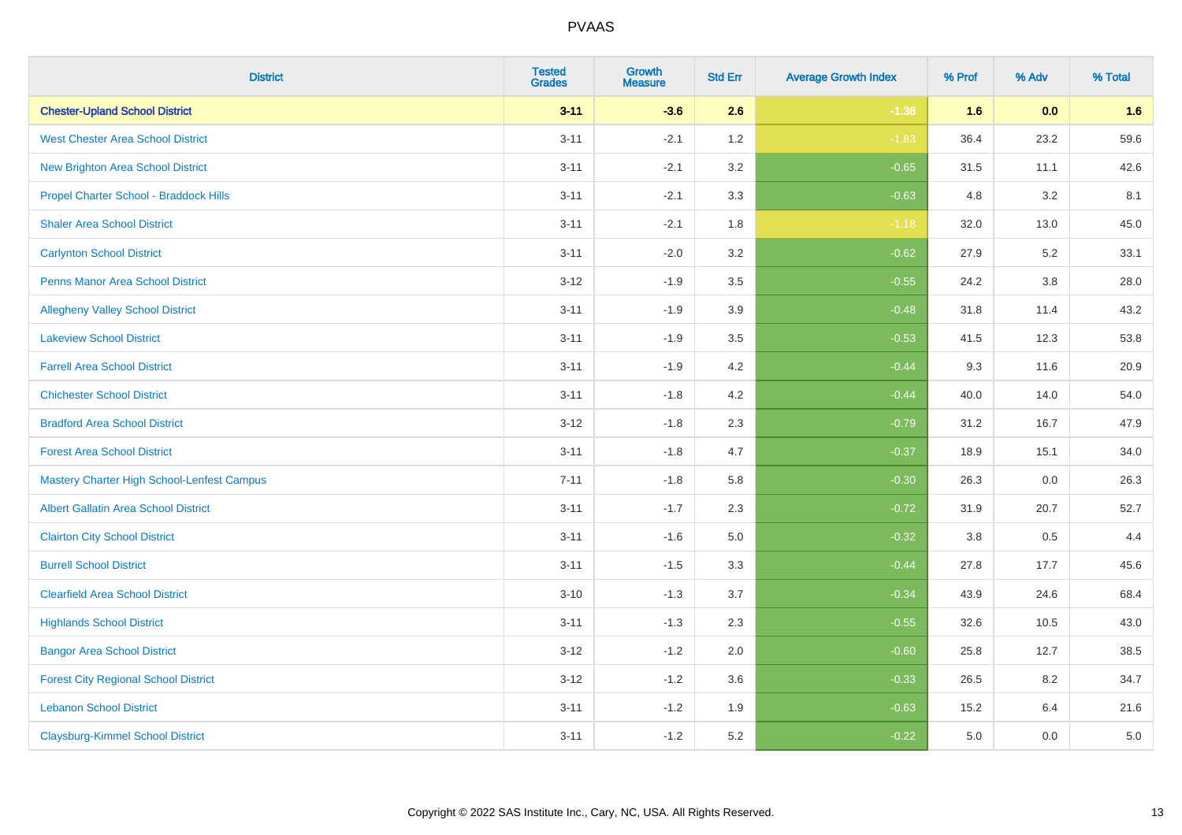| District | Tested Grades | Growth Measure | Std Err | Average Growth Index | % Prof | % Adv | % Total |
|---|---|---|---|---|---|---|---|
| **Chester-Upland School District** | **3-11** | **-3.6** | **2.6** | **-1.38** | **1.6** | **0.0** | **1.6** |
| West Chester Area School District | 3-11 | -2.1 | 1.2 | -1.83 | 36.4 | 23.2 | 59.6 |
| New Brighton Area School District | 3-11 | -2.1 | 3.2 | -0.65 | 31.5 | 11.1 | 42.6 |
| Propel Charter School - Braddock Hills | 3-11 | -2.1 | 3.3 | -0.63 | 4.8 | 3.2 | 8.1 |
| Shaler Area School District | 3-11 | -2.1 | 1.8 | -1.18 | 32.0 | 13.0 | 45.0 |
| Carlynton School District | 3-11 | -2.0 | 3.2 | -0.62 | 27.9 | 5.2 | 33.1 |
| Penns Manor Area School District | 3-12 | -1.9 | 3.5 | -0.55 | 24.2 | 3.8 | 28.0 |
| Allegheny Valley School District | 3-11 | -1.9 | 3.9 | -0.48 | 31.8 | 11.4 | 43.2 |
| Lakeview School District | 3-11 | -1.9 | 3.5 | -0.53 | 41.5 | 12.3 | 53.8 |
| Farrell Area School District | 3-11 | -1.9 | 4.2 | -0.44 | 9.3 | 11.6 | 20.9 |
| Chichester School District | 3-11 | -1.8 | 4.2 | -0.44 | 40.0 | 14.0 | 54.0 |
| Bradford Area School District | 3-12 | -1.8 | 2.3 | -0.79 | 31.2 | 16.7 | 47.9 |
| Forest Area School District | 3-11 | -1.8 | 4.7 | -0.37 | 18.9 | 15.1 | 34.0 |
| Mastery Charter High School-Lenfest Campus | 7-11 | -1.8 | 5.8 | -0.30 | 26.3 | 0.0 | 26.3 |
| Albert Gallatin Area School District | 3-11 | -1.7 | 2.3 | -0.72 | 31.9 | 20.7 | 52.7 |
| Clairton City School District | 3-11 | -1.6 | 5.0 | -0.32 | 3.8 | 0.5 | 4.4 |
| Burrell School District | 3-11 | -1.5 | 3.3 | -0.44 | 27.8 | 17.7 | 45.6 |
| Clearfield Area School District | 3-10 | -1.3 | 3.7 | -0.34 | 43.9 | 24.6 | 68.4 |
| Highlands School District | 3-11 | -1.3 | 2.3 | -0.55 | 32.6 | 10.5 | 43.0 |
| Bangor Area School District | 3-12 | -1.2 | 2.0 | -0.60 | 25.8 | 12.7 | 38.5 |
| Forest City Regional School District | 3-12 | -1.2 | 3.6 | -0.33 | 26.5 | 8.2 | 34.7 |
| Lebanon School District | 3-11 | -1.2 | 1.9 | -0.63 | 15.2 | 6.4 | 21.6 |
| Claysburg-Kimmel School District | 3-11 | -1.2 | 5.2 | -0.22 | 5.0 | 0.0 | 5.0 |

Copyright © 2022 SAS Institute Inc., Cary, NC, USA. All Rights Reserved.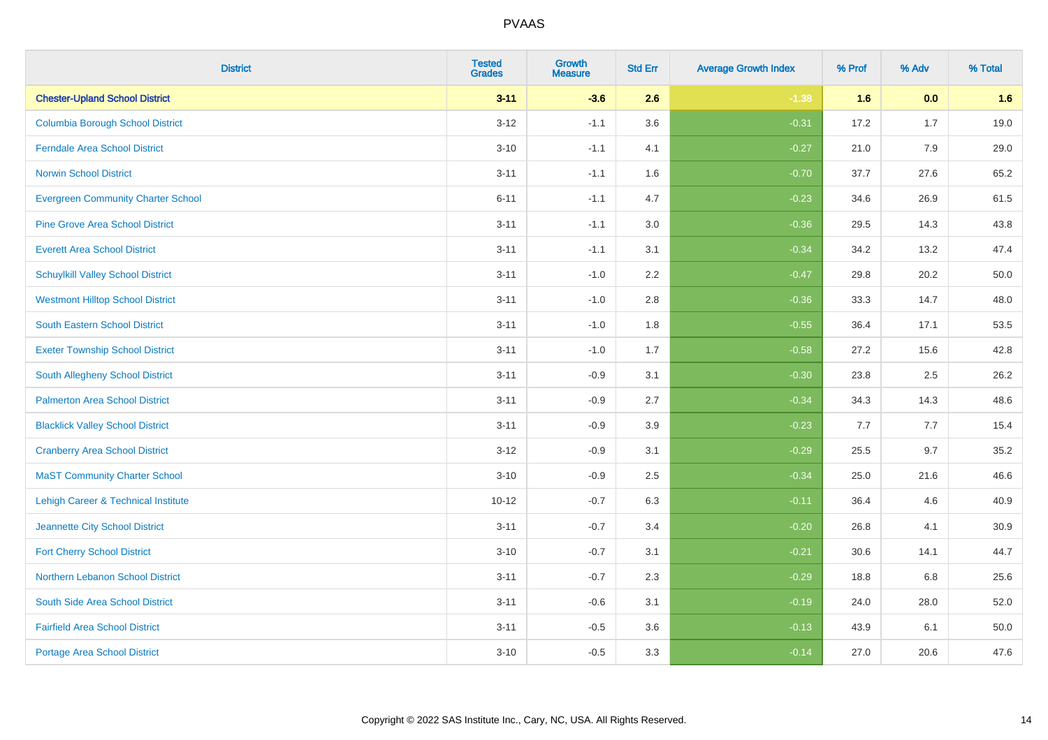| District | Tested Grades | Growth Measure | Std Err | Average Growth Index | % Prof | % Adv | % Total |
|---|---|---|---|---|---|---|---|
| **Chester-Upland School District** | **3-11** | **-3.6** | **2.6** | **-1.38** | **1.6** | **0.0** | **1.6** |
| Columbia Borough School District | 3-12 | -1.1 | 3.6 | -0.31 | 17.2 | 1.7 | 19.0 |
| Ferndale Area School District | 3-10 | -1.1 | 4.1 | -0.27 | 21.0 | 7.9 | 29.0 |
| Norwin School District | 3-11 | -1.1 | 1.6 | -0.70 | 37.7 | 27.6 | 65.2 |
| Evergreen Community Charter School | 6-11 | -1.1 | 4.7 | -0.23 | 34.6 | 26.9 | 61.5 |
| Pine Grove Area School District | 3-11 | -1.1 | 3.0 | -0.36 | 29.5 | 14.3 | 43.8 |
| Everett Area School District | 3-11 | -1.1 | 3.1 | -0.34 | 34.2 | 13.2 | 47.4 |
| Schuylkill Valley School District | 3-11 | -1.0 | 2.2 | -0.47 | 29.8 | 20.2 | 50.0 |
| Westmont Hilltop School District | 3-11 | -1.0 | 2.8 | -0.36 | 33.3 | 14.7 | 48.0 |
| South Eastern School District | 3-11 | -1.0 | 1.8 | -0.55 | 36.4 | 17.1 | 53.5 |
| Exeter Township School District | 3-11 | -1.0 | 1.7 | -0.58 | 27.2 | 15.6 | 42.8 |
| South Allegheny School District | 3-11 | -0.9 | 3.1 | -0.30 | 23.8 | 2.5 | 26.2 |
| Palmerton Area School District | 3-11 | -0.9 | 2.7 | -0.34 | 34.3 | 14.3 | 48.6 |
| Blacklick Valley School District | 3-11 | -0.9 | 3.9 | -0.23 | 7.7 | 7.7 | 15.4 |
| Cranberry Area School District | 3-12 | -0.9 | 3.1 | -0.29 | 25.5 | 9.7 | 35.2 |
| MaST Community Charter School | 3-10 | -0.9 | 2.5 | -0.34 | 25.0 | 21.6 | 46.6 |
| Lehigh Career & Technical Institute | 10-12 | -0.7 | 6.3 | -0.11 | 36.4 | 4.6 | 40.9 |
| Jeannette City School District | 3-11 | -0.7 | 3.4 | -0.20 | 26.8 | 4.1 | 30.9 |
| Fort Cherry School District | 3-10 | -0.7 | 3.1 | -0.21 | 30.6 | 14.1 | 44.7 |
| Northern Lebanon School District | 3-11 | -0.7 | 2.3 | -0.29 | 18.8 | 6.8 | 25.6 |
| South Side Area School District | 3-11 | -0.6 | 3.1 | -0.19 | 24.0 | 28.0 | 52.0 |
| Fairfield Area School District | 3-11 | -0.5 | 3.6 | -0.13 | 43.9 | 6.1 | 50.0 |
| Portage Area School District | 3-10 | -0.5 | 3.3 | -0.14 | 27.0 | 20.6 | 47.6 |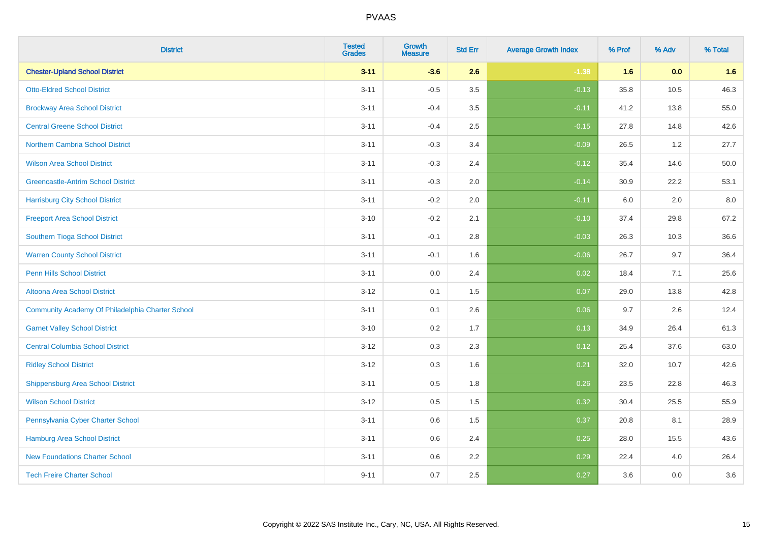# PVAAS

| District | Tested Grades | Growth Measure | Std Err | Average Growth Index | % Prof | % Adv | % Total |
|---|---|---|---|---|---|---|---|
| **Chester-Upland School District** | **3-11** | **-3.6** | **2.6** | **-1.38** | **1.6** | **0.0** | **1.6** |
| Otto-Eldred School District | 3-11 | -0.5 | 3.5 | -0.13 | 35.8 | 10.5 | 46.3 |
| Brockway Area School District | 3-11 | -0.4 | 3.5 | -0.11 | 41.2 | 13.8 | 55.0 |
| Central Greene School District | 3-11 | -0.4 | 2.5 | -0.15 | 27.8 | 14.8 | 42.6 |
| Northern Cambria School District | 3-11 | -0.3 | 3.4 | -0.09 | 26.5 | 1.2 | 27.7 |
| Wilson Area School District | 3-11 | -0.3 | 2.4 | -0.12 | 35.4 | 14.6 | 50.0 |
| Greencastle-Antrim School District | 3-11 | -0.3 | 2.0 | -0.14 | 30.9 | 22.2 | 53.1 |
| Harrisburg City School District | 3-11 | -0.2 | 2.0 | -0.11 | 6.0 | 2.0 | 8.0 |
| Freeport Area School District | 3-10 | -0.2 | 2.1 | -0.10 | 37.4 | 29.8 | 67.2 |
| Southern Tioga School District | 3-11 | -0.1 | 2.8 | -0.03 | 26.3 | 10.3 | 36.6 |
| Warren County School District | 3-11 | -0.1 | 1.6 | -0.06 | 26.7 | 9.7 | 36.4 |
| Penn Hills School District | 3-11 | 0.0 | 2.4 | 0.02 | 18.4 | 7.1 | 25.6 |
| Altoona Area School District | 3-12 | 0.1 | 1.5 | 0.07 | 29.0 | 13.8 | 42.8 |
| Community Academy Of Philadelphia Charter School | 3-11 | 0.1 | 2.6 | 0.06 | 9.7 | 2.6 | 12.4 |
| Garnet Valley School District | 3-10 | 0.2 | 1.7 | 0.13 | 34.9 | 26.4 | 61.3 |
| Central Columbia School District | 3-12 | 0.3 | 2.3 | 0.12 | 25.4 | 37.6 | 63.0 |
| Ridley School District | 3-12 | 0.3 | 1.6 | 0.21 | 32.0 | 10.7 | 42.6 |
| Shippensburg Area School District | 3-11 | 0.5 | 1.8 | 0.26 | 23.5 | 22.8 | 46.3 |
| Wilson School District | 3-12 | 0.5 | 1.5 | 0.32 | 30.4 | 25.5 | 55.9 |
| Pennsylvania Cyber Charter School | 3-11 | 0.6 | 1.5 | 0.37 | 20.8 | 8.1 | 28.9 |
| Hamburg Area School District | 3-11 | 0.6 | 2.4 | 0.25 | 28.0 | 15.5 | 43.6 |
| New Foundations Charter School | 3-11 | 0.6 | 2.2 | 0.29 | 22.4 | 4.0 | 26.4 |
| Tech Freire Charter School | 9-11 | 0.7 | 2.5 | 0.27 | 3.6 | 0.0 | 3.6 |

Copyright © 2022 SAS Institute Inc., Cary, NC, USA. All Rights Reserved.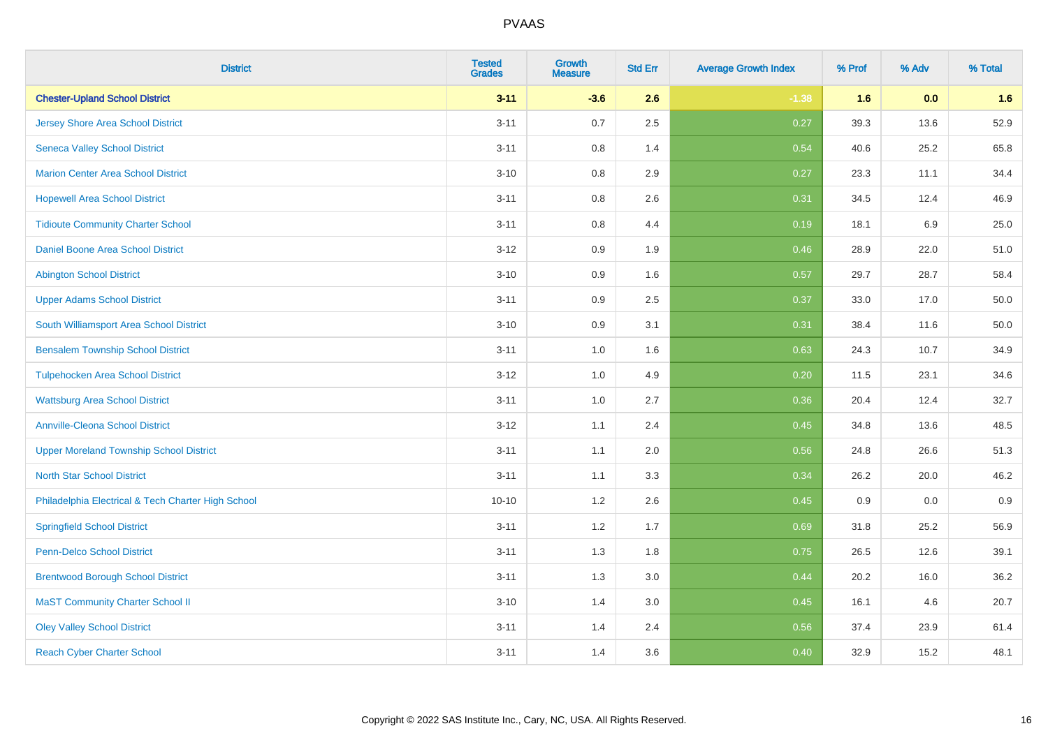# PVAAS

| District | Tested Grades | Growth Measure | Std Err | Average Growth Index | % Prof | % Adv | % Total |
|---|---|---|---|---|---|---|---|
| **Chester-Upland School District** | **3-11** | **-3.6** | **2.6** | **-1.38** | **1.6** | **0.0** | **1.6** |
| Jersey Shore Area School District | 3-11 | 0.7 | 2.5 | 0.27 | 39.3 | 13.6 | 52.9 |
| Seneca Valley School District | 3-11 | 0.8 | 1.4 | 0.54 | 40.6 | 25.2 | 65.8 |
| Marion Center Area School District | 3-10 | 0.8 | 2.9 | 0.27 | 23.3 | 11.1 | 34.4 |
| Hopewell Area School District | 3-11 | 0.8 | 2.6 | 0.31 | 34.5 | 12.4 | 46.9 |
| Tidioute Community Charter School | 3-11 | 0.8 | 4.4 | 0.19 | 18.1 | 6.9 | 25.0 |
| Daniel Boone Area School District | 3-12 | 0.9 | 1.9 | 0.46 | 28.9 | 22.0 | 51.0 |
| Abington School District | 3-10 | 0.9 | 1.6 | 0.57 | 29.7 | 28.7 | 58.4 |
| Upper Adams School District | 3-11 | 0.9 | 2.5 | 0.37 | 33.0 | 17.0 | 50.0 |
| South Williamsport Area School District | 3-10 | 0.9 | 3.1 | 0.31 | 38.4 | 11.6 | 50.0 |
| Bensalem Township School District | 3-11 | 1.0 | 1.6 | 0.63 | 24.3 | 10.7 | 34.9 |
| Tulpehocken Area School District | 3-12 | 1.0 | 4.9 | 0.20 | 11.5 | 23.1 | 34.6 |
| Wattsburg Area School District | 3-11 | 1.0 | 2.7 | 0.36 | 20.4 | 12.4 | 32.7 |
| Annville-Cleona School District | 3-12 | 1.1 | 2.4 | 0.45 | 34.8 | 13.6 | 48.5 |
| Upper Moreland Township School District | 3-11 | 1.1 | 2.0 | 0.56 | 24.8 | 26.6 | 51.3 |
| North Star School District | 3-11 | 1.1 | 3.3 | 0.34 | 26.2 | 20.0 | 46.2 |
| Philadelphia Electrical & Tech Charter High School | 10-10 | 1.2 | 2.6 | 0.45 | 0.9 | 0.0 | 0.9 |
| Springfield School District | 3-11 | 1.2 | 1.7 | 0.69 | 31.8 | 25.2 | 56.9 |
| Penn-Delco School District | 3-11 | 1.3 | 1.8 | 0.75 | 26.5 | 12.6 | 39.1 |
| Brentwood Borough School District | 3-11 | 1.3 | 3.0 | 0.44 | 20.2 | 16.0 | 36.2 |
| MaST Community Charter School II | 3-10 | 1.4 | 3.0 | 0.45 | 16.1 | 4.6 | 20.7 |
| Oley Valley School District | 3-11 | 1.4 | 2.4 | 0.56 | 37.4 | 23.9 | 61.4 |
| Reach Cyber Charter School | 3-11 | 1.4 | 3.6 | 0.40 | 32.9 | 15.2 | 48.1 |

Copyright © 2022 SAS Institute Inc., Cary, NC, USA. All Rights Reserved.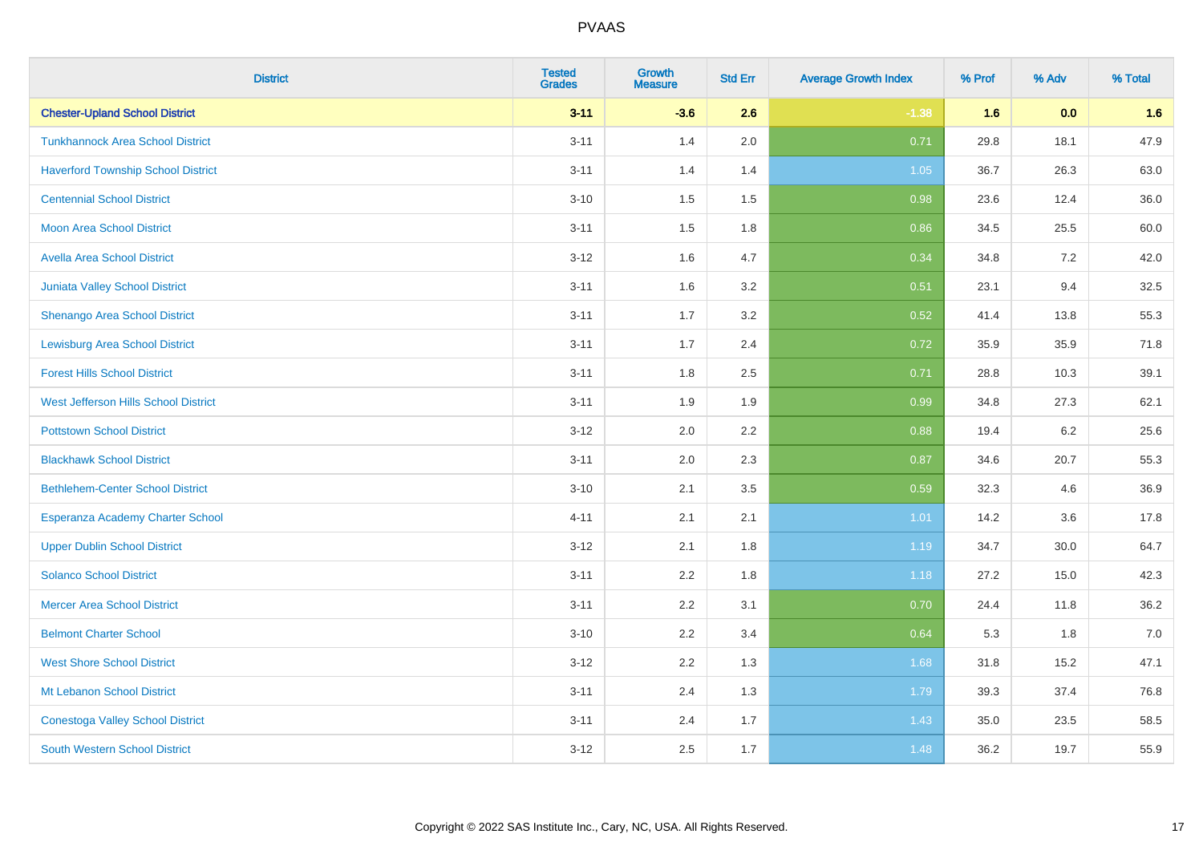# PVAAS

| District | Tested Grades | Growth Measure | Std Err | Average Growth Index | % Prof | % Adv | % Total |
|---|---|---|---|---|---|---|---|
| **Chester-Upland School District** | **3-11** | **-3.6** | **2.6** | **-1.38** | **1.6** | **0.0** | **1.6** |
| Tunkhannock Area School District | 3-11 | 1.4 | 2.0 | 0.71 | 29.8 | 18.1 | 47.9 |
| Haverford Township School District | 3-11 | 1.4 | 1.4 | 1.05 | 36.7 | 26.3 | 63.0 |
| Centennial School District | 3-10 | 1.5 | 1.5 | 0.98 | 23.6 | 12.4 | 36.0 |
| Moon Area School District | 3-11 | 1.5 | 1.8 | 0.86 | 34.5 | 25.5 | 60.0 |
| Avella Area School District | 3-12 | 1.6 | 4.7 | 0.34 | 34.8 | 7.2 | 42.0 |
| Juniata Valley School District | 3-11 | 1.6 | 3.2 | 0.51 | 23.1 | 9.4 | 32.5 |
| Shenango Area School District | 3-11 | 1.7 | 3.2 | 0.52 | 41.4 | 13.8 | 55.3 |
| Lewisburg Area School District | 3-11 | 1.7 | 2.4 | 0.72 | 35.9 | 35.9 | 71.8 |
| Forest Hills School District | 3-11 | 1.8 | 2.5 | 0.71 | 28.8 | 10.3 | 39.1 |
| West Jefferson Hills School District | 3-11 | 1.9 | 1.9 | 0.99 | 34.8 | 27.3 | 62.1 |
| Pottstown School District | 3-12 | 2.0 | 2.2 | 0.88 | 19.4 | 6.2 | 25.6 |
| Blackhawk School District | 3-11 | 2.0 | 2.3 | 0.87 | 34.6 | 20.7 | 55.3 |
| Bethlehem-Center School District | 3-10 | 2.1 | 3.5 | 0.59 | 32.3 | 4.6 | 36.9 |
| Esperanza Academy Charter School | 4-11 | 2.1 | 2.1 | 1.01 | 14.2 | 3.6 | 17.8 |
| Upper Dublin School District | 3-12 | 2.1 | 1.8 | 1.19 | 34.7 | 30.0 | 64.7 |
| Solanco School District | 3-11 | 2.2 | 1.8 | 1.18 | 27.2 | 15.0 | 42.3 |
| Mercer Area School District | 3-11 | 2.2 | 3.1 | 0.70 | 24.4 | 11.8 | 36.2 |
| Belmont Charter School | 3-10 | 2.2 | 3.4 | 0.64 | 5.3 | 1.8 | 7.0 |
| West Shore School District | 3-12 | 2.2 | 1.3 | 1.68 | 31.8 | 15.2 | 47.1 |
| Mt Lebanon School District | 3-11 | 2.4 | 1.3 | 1.79 | 39.3 | 37.4 | 76.8 |
| Conestoga Valley School District | 3-11 | 2.4 | 1.7 | 1.43 | 35.0 | 23.5 | 58.5 |
| South Western School District | 3-12 | 2.5 | 1.7 | 1.48 | 36.2 | 19.7 | 55.9 |

Copyright © 2022 SAS Institute Inc., Cary, NC, USA. All Rights Reserved.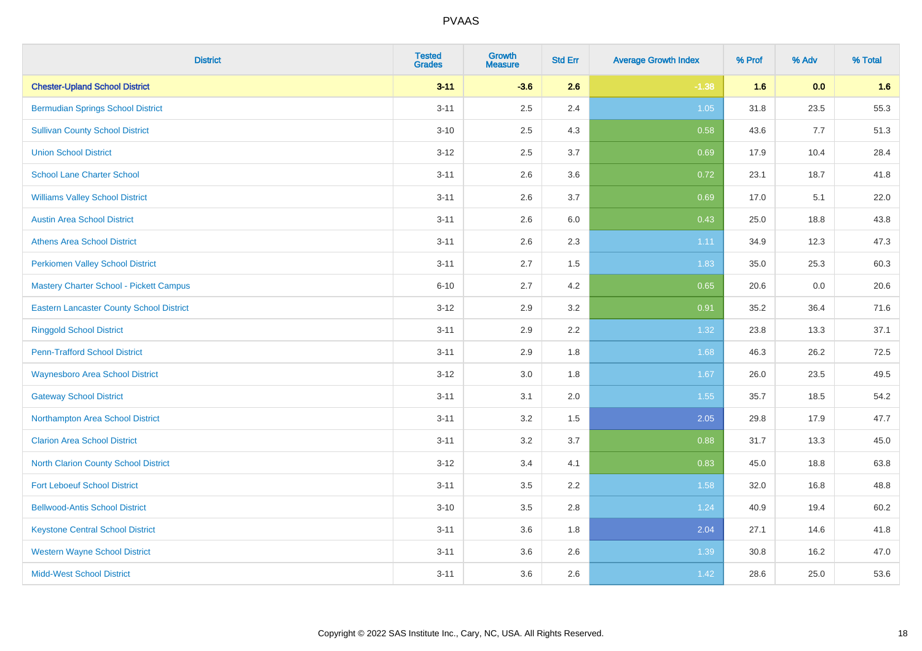# PVAAS

| District | Tested Grades | Growth Measure | Std Err | Average Growth Index | % Prof | % Adv | % Total |
|---|---|---|---|---|---|---|---|
| **Chester-Upland School District** | **3-11** | **-3.6** | **2.6** | **-1.38** | **1.6** | **0.0** | **1.6** |
| Bermudian Springs School District | 3-11 | 2.5 | 2.4 | 1.05 | 31.8 | 23.5 | 55.3 |
| Sullivan County School District | 3-10 | 2.5 | 4.3 | 0.58 | 43.6 | 7.7 | 51.3 |
| Union School District | 3-12 | 2.5 | 3.7 | 0.69 | 17.9 | 10.4 | 28.4 |
| School Lane Charter School | 3-11 | 2.6 | 3.6 | 0.72 | 23.1 | 18.7 | 41.8 |
| Williams Valley School District | 3-11 | 2.6 | 3.7 | 0.69 | 17.0 | 5.1 | 22.0 |
| Austin Area School District | 3-11 | 2.6 | 6.0 | 0.43 | 25.0 | 18.8 | 43.8 |
| Athens Area School District | 3-11 | 2.6 | 2.3 | 1.11 | 34.9 | 12.3 | 47.3 |
| Perkiomen Valley School District | 3-11 | 2.7 | 1.5 | 1.83 | 35.0 | 25.3 | 60.3 |
| Mastery Charter School - Pickett Campus | 6-10 | 2.7 | 4.2 | 0.65 | 20.6 | 0.0 | 20.6 |
| Eastern Lancaster County School District | 3-12 | 2.9 | 3.2 | 0.91 | 35.2 | 36.4 | 71.6 |
| Ringgold School District | 3-11 | 2.9 | 2.2 | 1.32 | 23.8 | 13.3 | 37.1 |
| Penn-Trafford School District | 3-11 | 2.9 | 1.8 | 1.68 | 46.3 | 26.2 | 72.5 |
| Waynesboro Area School District | 3-12 | 3.0 | 1.8 | 1.67 | 26.0 | 23.5 | 49.5 |
| Gateway School District | 3-11 | 3.1 | 2.0 | 1.55 | 35.7 | 18.5 | 54.2 |
| Northampton Area School District | 3-11 | 3.2 | 1.5 | 2.05 | 29.8 | 17.9 | 47.7 |
| Clarion Area School District | 3-11 | 3.2 | 3.7 | 0.88 | 31.7 | 13.3 | 45.0 |
| North Clarion County School District | 3-12 | 3.4 | 4.1 | 0.83 | 45.0 | 18.8 | 63.8 |
| Fort Leboeuf School District | 3-11 | 3.5 | 2.2 | 1.58 | 32.0 | 16.8 | 48.8 |
| Bellwood-Antis School District | 3-10 | 3.5 | 2.8 | 1.24 | 40.9 | 19.4 | 60.2 |
| Keystone Central School District | 3-11 | 3.6 | 1.8 | 2.04 | 27.1 | 14.6 | 41.8 |
| Western Wayne School District | 3-11 | 3.6 | 2.6 | 1.39 | 30.8 | 16.2 | 47.0 |
| Midd-West School District | 3-11 | 3.6 | 2.6 | 1.42 | 28.6 | 25.0 | 53.6 |

Copyright © 2022 SAS Institute Inc., Cary, NC, USA. All Rights Reserved.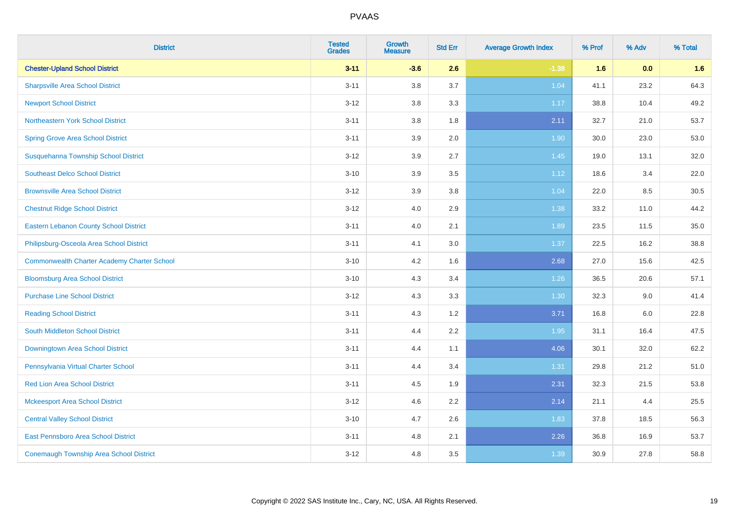| District | Tested Grades | Growth Measure | Std Err | Average Growth Index | % Prof | % Adv | % Total |
|---|---|---|---|---|---|---|---|
| **Chester-Upland School District** | **3-11** | **-3.6** | **2.6** | **-1.38** | **1.6** | **0.0** | **1.6** |
| Sharpsville Area School District | 3-11 | 3.8 | 3.7 | 1.04 | 41.1 | 23.2 | 64.3 |
| Newport School District | 3-12 | 3.8 | 3.3 | 1.17 | 38.8 | 10.4 | 49.2 |
| Northeastern York School District | 3-11 | 3.8 | 1.8 | 2.11 | 32.7 | 21.0 | 53.7 |
| Spring Grove Area School District | 3-11 | 3.9 | 2.0 | 1.90 | 30.0 | 23.0 | 53.0 |
| Susquehanna Township School District | 3-12 | 3.9 | 2.7 | 1.45 | 19.0 | 13.1 | 32.0 |
| Southeast Delco School District | 3-10 | 3.9 | 3.5 | 1.12 | 18.6 | 3.4 | 22.0 |
| Brownsville Area School District | 3-12 | 3.9 | 3.8 | 1.04 | 22.0 | 8.5 | 30.5 |
| Chestnut Ridge School District | 3-12 | 4.0 | 2.9 | 1.38 | 33.2 | 11.0 | 44.2 |
| Eastern Lebanon County School District | 3-11 | 4.0 | 2.1 | 1.89 | 23.5 | 11.5 | 35.0 |
| Philipsburg-Osceola Area School District | 3-11 | 4.1 | 3.0 | 1.37 | 22.5 | 16.2 | 38.8 |
| Commonwealth Charter Academy Charter School | 3-10 | 4.2 | 1.6 | 2.68 | 27.0 | 15.6 | 42.5 |
| Bloomsburg Area School District | 3-10 | 4.3 | 3.4 | 1.26 | 36.5 | 20.6 | 57.1 |
| Purchase Line School District | 3-12 | 4.3 | 3.3 | 1.30 | 32.3 | 9.0 | 41.4 |
| Reading School District | 3-11 | 4.3 | 1.2 | 3.71 | 16.8 | 6.0 | 22.8 |
| South Middleton School District | 3-11 | 4.4 | 2.2 | 1.95 | 31.1 | 16.4 | 47.5 |
| Downingtown Area School District | 3-11 | 4.4 | 1.1 | 4.06 | 30.1 | 32.0 | 62.2 |
| Pennsylvania Virtual Charter School | 3-11 | 4.4 | 3.4 | 1.31 | 29.8 | 21.2 | 51.0 |
| Red Lion Area School District | 3-11 | 4.5 | 1.9 | 2.31 | 32.3 | 21.5 | 53.8 |
| Mckeesport Area School District | 3-12 | 4.6 | 2.2 | 2.14 | 21.1 | 4.4 | 25.5 |
| Central Valley School District | 3-10 | 4.7 | 2.6 | 1.83 | 37.8 | 18.5 | 56.3 |
| East Pennsboro Area School District | 3-11 | 4.8 | 2.1 | 2.26 | 36.8 | 16.9 | 53.7 |
| Conemaugh Township Area School District | 3-12 | 4.8 | 3.5 | 1.39 | 30.9 | 27.8 | 58.8 |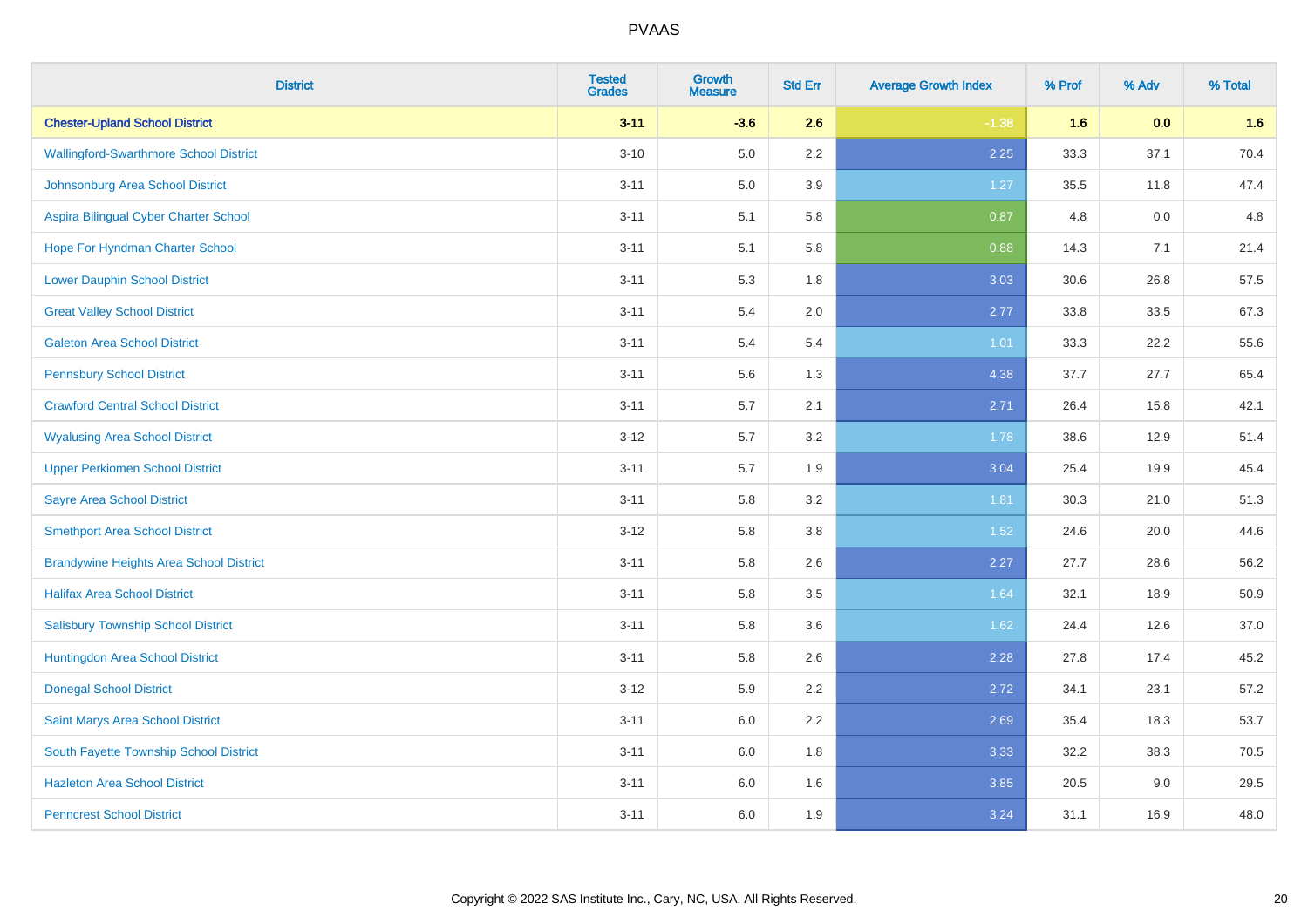# PVAAS

| District | Tested Grades | Growth Measure | Std Err | Average Growth Index | % Prof | % Adv | % Total |
|---|---|---|---|---|---|---|---|
| **Chester-Upland School District** | **3-11** | **-3.6** | **2.6** | **-1.38** | **1.6** | **0.0** | **1.6** |
| Wallingford-Swarthmore School District | 3-10 | 5.0 | 2.2 | 2.25 | 33.3 | 37.1 | 70.4 |
| Johnsonburg Area School District | 3-11 | 5.0 | 3.9 | 1.27 | 35.5 | 11.8 | 47.4 |
| Aspira Bilingual Cyber Charter School | 3-11 | 5.1 | 5.8 | 0.87 | 4.8 | 0.0 | 4.8 |
| Hope For Hyndman Charter School | 3-11 | 5.1 | 5.8 | 0.88 | 14.3 | 7.1 | 21.4 |
| Lower Dauphin School District | 3-11 | 5.3 | 1.8 | 3.03 | 30.6 | 26.8 | 57.5 |
| Great Valley School District | 3-11 | 5.4 | 2.0 | 2.77 | 33.8 | 33.5 | 67.3 |
| Galeton Area School District | 3-11 | 5.4 | 5.4 | 1.01 | 33.3 | 22.2 | 55.6 |
| Pennsbury School District | 3-11 | 5.6 | 1.3 | 4.38 | 37.7 | 27.7 | 65.4 |
| Crawford Central School District | 3-11 | 5.7 | 2.1 | 2.71 | 26.4 | 15.8 | 42.1 |
| Wyalusing Area School District | 3-12 | 5.7 | 3.2 | 1.78 | 38.6 | 12.9 | 51.4 |
| Upper Perkiomen School District | 3-11 | 5.7 | 1.9 | 3.04 | 25.4 | 19.9 | 45.4 |
| Sayre Area School District | 3-11 | 5.8 | 3.2 | 1.81 | 30.3 | 21.0 | 51.3 |
| Smethport Area School District | 3-12 | 5.8 | 3.8 | 1.52 | 24.6 | 20.0 | 44.6 |
| Brandywine Heights Area School District | 3-11 | 5.8 | 2.6 | 2.27 | 27.7 | 28.6 | 56.2 |
| Halifax Area School District | 3-11 | 5.8 | 3.5 | 1.64 | 32.1 | 18.9 | 50.9 |
| Salisbury Township School District | 3-11 | 5.8 | 3.6 | 1.62 | 24.4 | 12.6 | 37.0 |
| Huntingdon Area School District | 3-11 | 5.8 | 2.6 | 2.28 | 27.8 | 17.4 | 45.2 |
| Donegal School District | 3-12 | 5.9 | 2.2 | 2.72 | 34.1 | 23.1 | 57.2 |
| Saint Marys Area School District | 3-11 | 6.0 | 2.2 | 2.69 | 35.4 | 18.3 | 53.7 |
| South Fayette Township School District | 3-11 | 6.0 | 1.8 | 3.33 | 32.2 | 38.3 | 70.5 |
| Hazleton Area School District | 3-11 | 6.0 | 1.6 | 3.85 | 20.5 | 9.0 | 29.5 |
| Penncrest School District | 3-11 | 6.0 | 1.9 | 3.24 | 31.1 | 16.9 | 48.0 |

Copyright © 2022 SAS Institute Inc., Cary, NC, USA. All Rights Reserved.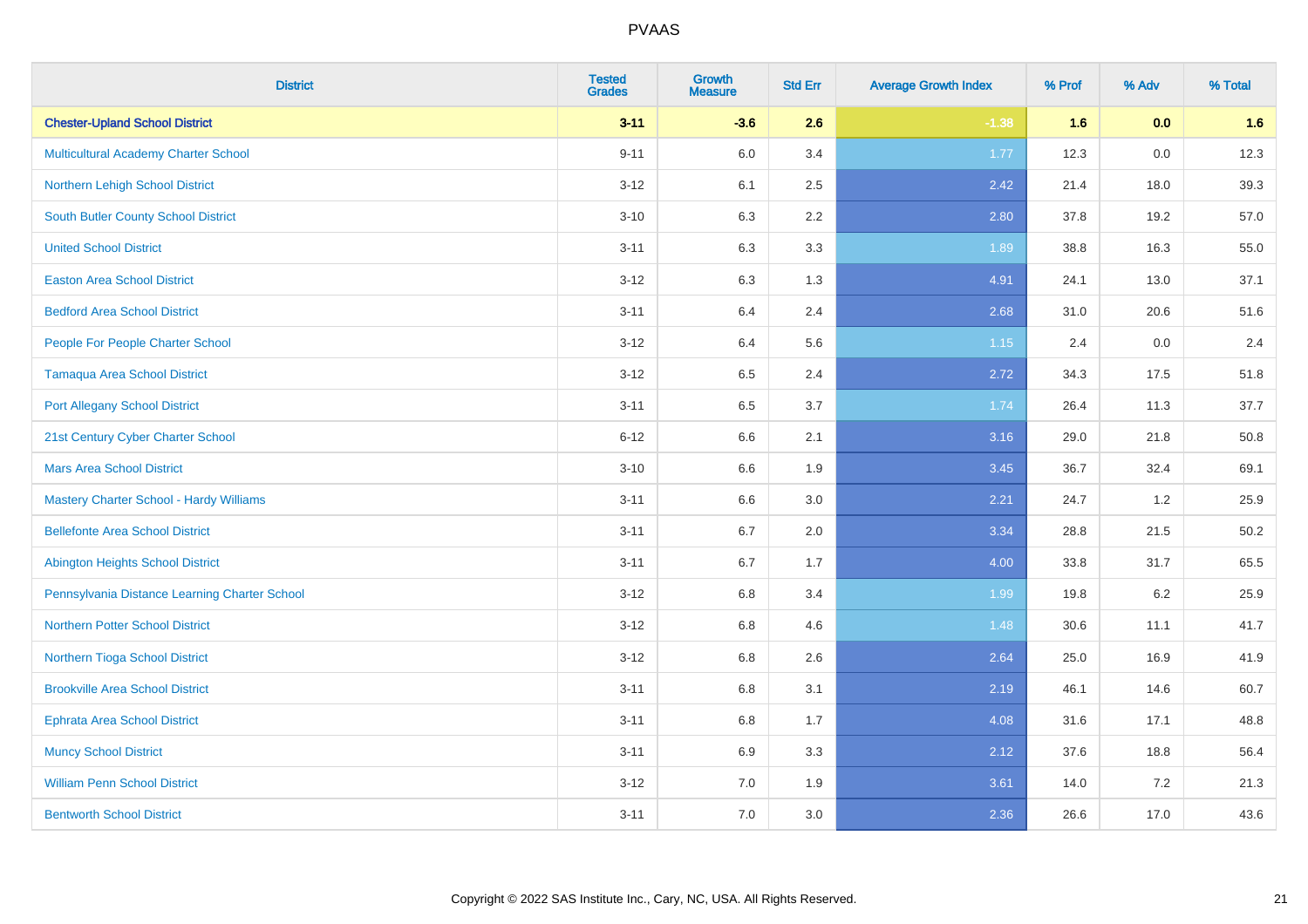# PVAAS

| District | Tested Grades | Growth Measure | Std Err | Average Growth Index | % Prof | % Adv | % Total |
|---|---|---|---|---|---|---|---|
| **Chester-Upland School District** | **3-11** | **-3.6** | **2.6** | **-1.38** | **1.6** | **0.0** | **1.6** |
| Multicultural Academy Charter School | 9-11 | 6.0 | 3.4 | 1.77 | 12.3 | 0.0 | 12.3 |
| Northern Lehigh School District | 3-12 | 6.1 | 2.5 | 2.42 | 21.4 | 18.0 | 39.3 |
| South Butler County School District | 3-10 | 6.3 | 2.2 | 2.80 | 37.8 | 19.2 | 57.0 |
| United School District | 3-11 | 6.3 | 3.3 | 1.89 | 38.8 | 16.3 | 55.0 |
| Easton Area School District | 3-12 | 6.3 | 1.3 | 4.91 | 24.1 | 13.0 | 37.1 |
| Bedford Area School District | 3-11 | 6.4 | 2.4 | 2.68 | 31.0 | 20.6 | 51.6 |
| People For People Charter School | 3-12 | 6.4 | 5.6 | 1.15 | 2.4 | 0.0 | 2.4 |
| Tamaqua Area School District | 3-12 | 6.5 | 2.4 | 2.72 | 34.3 | 17.5 | 51.8 |
| Port Allegany School District | 3-11 | 6.5 | 3.7 | 1.74 | 26.4 | 11.3 | 37.7 |
| 21st Century Cyber Charter School | 6-12 | 6.6 | 2.1 | 3.16 | 29.0 | 21.8 | 50.8 |
| Mars Area School District | 3-10 | 6.6 | 1.9 | 3.45 | 36.7 | 32.4 | 69.1 |
| Mastery Charter School - Hardy Williams | 3-11 | 6.6 | 3.0 | 2.21 | 24.7 | 1.2 | 25.9 |
| Bellefonte Area School District | 3-11 | 6.7 | 2.0 | 3.34 | 28.8 | 21.5 | 50.2 |
| Abington Heights School District | 3-11 | 6.7 | 1.7 | 4.00 | 33.8 | 31.7 | 65.5 |
| Pennsylvania Distance Learning Charter School | 3-12 | 6.8 | 3.4 | 1.99 | 19.8 | 6.2 | 25.9 |
| Northern Potter School District | 3-12 | 6.8 | 4.6 | 1.48 | 30.6 | 11.1 | 41.7 |
| Northern Tioga School District | 3-12 | 6.8 | 2.6 | 2.64 | 25.0 | 16.9 | 41.9 |
| Brookville Area School District | 3-11 | 6.8 | 3.1 | 2.19 | 46.1 | 14.6 | 60.7 |
| Ephrata Area School District | 3-11 | 6.8 | 1.7 | 4.08 | 31.6 | 17.1 | 48.8 |
| Muncy School District | 3-11 | 6.9 | 3.3 | 2.12 | 37.6 | 18.8 | 56.4 |
| William Penn School District | 3-12 | 7.0 | 1.9 | 3.61 | 14.0 | 7.2 | 21.3 |
| Bentworth School District | 3-11 | 7.0 | 3.0 | 2.36 | 26.6 | 17.0 | 43.6 |

Copyright © 2022 SAS Institute Inc., Cary, NC, USA. All Rights Reserved.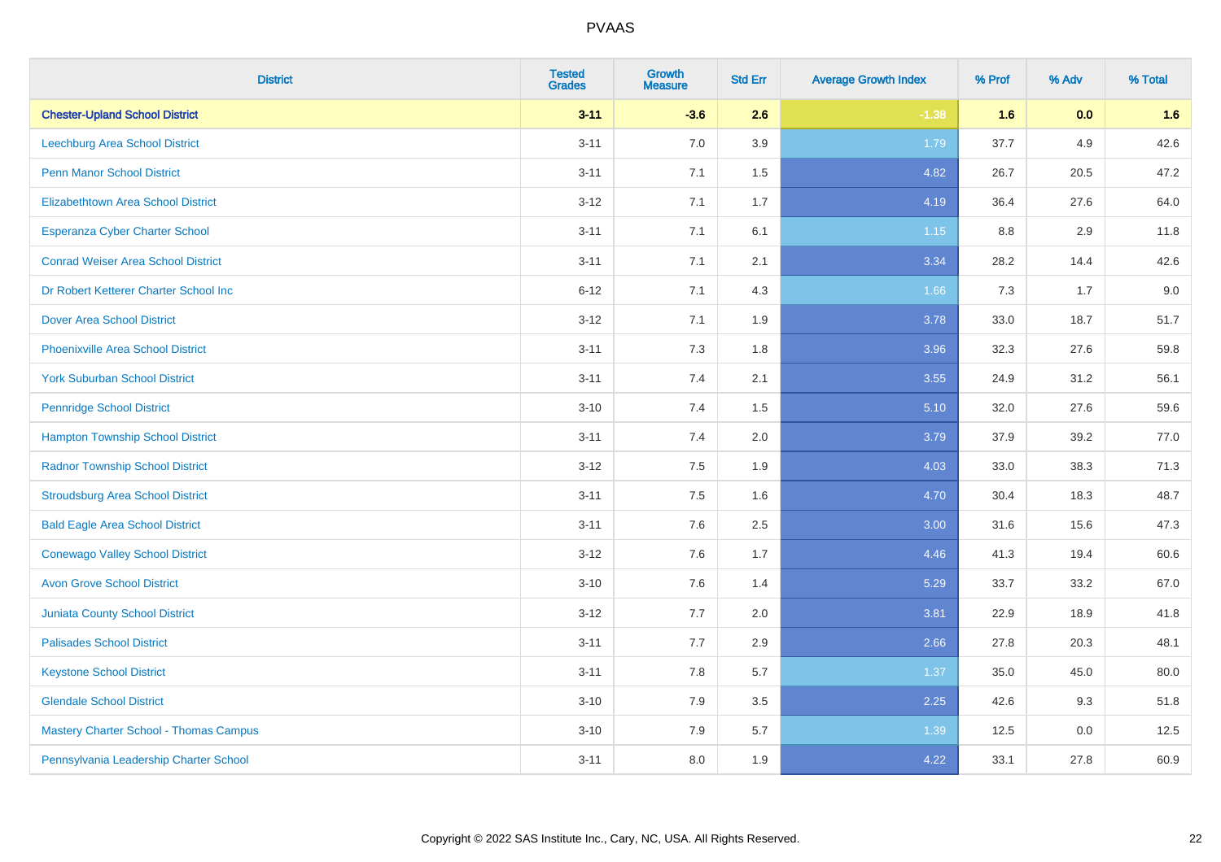PVAAS

| District | Tested Grades | Growth Measure | Std Err | Average Growth Index | % Prof | % Adv | % Total |
|---|---|---|---|---|---|---|---|
| **Chester-Upland School District** | **3-11** | **-3.6** | **2.6** | **-1.38** | **1.6** | **0.0** | **1.6** |
| Leechburg Area School District | 3-11 | 7.0 | 3.9 | 1.79 | 37.7 | 4.9 | 42.6 |
| Penn Manor School District | 3-11 | 7.1 | 1.5 | 4.82 | 26.7 | 20.5 | 47.2 |
| Elizabethtown Area School District | 3-12 | 7.1 | 1.7 | 4.19 | 36.4 | 27.6 | 64.0 |
| Esperanza Cyber Charter School | 3-11 | 7.1 | 6.1 | 1.15 | 8.8 | 2.9 | 11.8 |
| Conrad Weiser Area School District | 3-11 | 7.1 | 2.1 | 3.34 | 28.2 | 14.4 | 42.6 |
| Dr Robert Ketterer Charter School Inc | 6-12 | 7.1 | 4.3 | 1.66 | 7.3 | 1.7 | 9.0 |
| Dover Area School District | 3-12 | 7.1 | 1.9 | 3.78 | 33.0 | 18.7 | 51.7 |
| Phoenixville Area School District | 3-11 | 7.3 | 1.8 | 3.96 | 32.3 | 27.6 | 59.8 |
| York Suburban School District | 3-11 | 7.4 | 2.1 | 3.55 | 24.9 | 31.2 | 56.1 |
| Pennridge School District | 3-10 | 7.4 | 1.5 | 5.10 | 32.0 | 27.6 | 59.6 |
| Hampton Township School District | 3-11 | 7.4 | 2.0 | 3.79 | 37.9 | 39.2 | 77.0 |
| Radnor Township School District | 3-12 | 7.5 | 1.9 | 4.03 | 33.0 | 38.3 | 71.3 |
| Stroudsburg Area School District | 3-11 | 7.5 | 1.6 | 4.70 | 30.4 | 18.3 | 48.7 |
| Bald Eagle Area School District | 3-11 | 7.6 | 2.5 | 3.00 | 31.6 | 15.6 | 47.3 |
| Conewago Valley School District | 3-12 | 7.6 | 1.7 | 4.46 | 41.3 | 19.4 | 60.6 |
| Avon Grove School District | 3-10 | 7.6 | 1.4 | 5.29 | 33.7 | 33.2 | 67.0 |
| Juniata County School District | 3-12 | 7.7 | 2.0 | 3.81 | 22.9 | 18.9 | 41.8 |
| Palisades School District | 3-11 | 7.7 | 2.9 | 2.66 | 27.8 | 20.3 | 48.1 |
| Keystone School District | 3-11 | 7.8 | 5.7 | 1.37 | 35.0 | 45.0 | 80.0 |
| Glendale School District | 3-10 | 7.9 | 3.5 | 2.25 | 42.6 | 9.3 | 51.8 |
| Mastery Charter School - Thomas Campus | 3-10 | 7.9 | 5.7 | 1.39 | 12.5 | 0.0 | 12.5 |
| Pennsylvania Leadership Charter School | 3-11 | 8.0 | 1.9 | 4.22 | 33.1 | 27.8 | 60.9 |

Copyright © 2022 SAS Institute Inc., Cary, NC, USA. All Rights Reserved.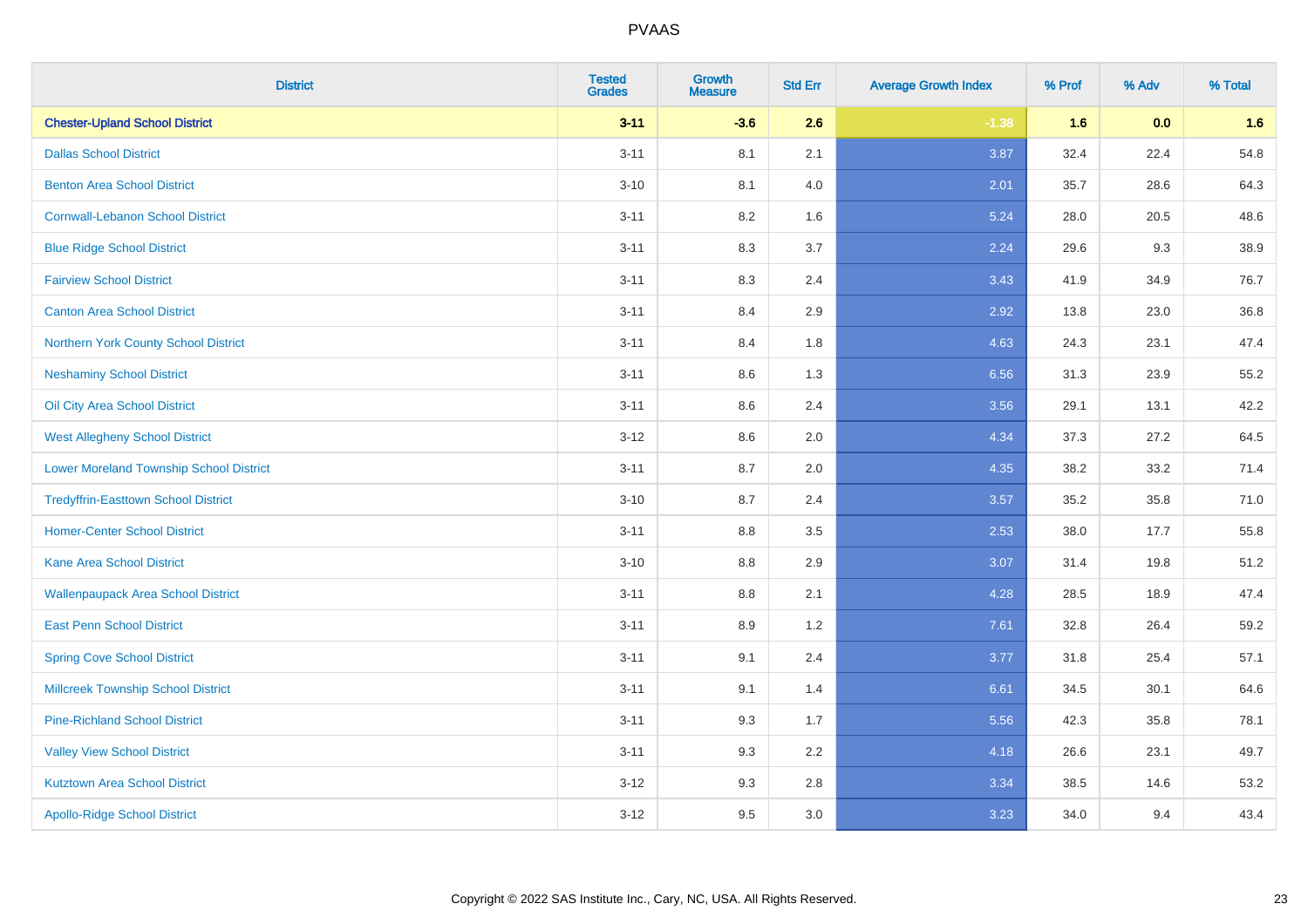| District | Tested Grades | Growth Measure | Std Err | Average Growth Index | % Prof | % Adv | % Total |
|---|---|---|---|---|---|---|---|
| **Chester-Upland School District** | **3-11** | **-3.6** | **2.6** | **-1.38** | **1.6** | **0.0** | **1.6** |
| Dallas School District | 3-11 | 8.1 | 2.1 | 3.87 | 32.4 | 22.4 | 54.8 |
| Benton Area School District | 3-10 | 8.1 | 4.0 | 2.01 | 35.7 | 28.6 | 64.3 |
| Cornwall-Lebanon School District | 3-11 | 8.2 | 1.6 | 5.24 | 28.0 | 20.5 | 48.6 |
| Blue Ridge School District | 3-11 | 8.3 | 3.7 | 2.24 | 29.6 | 9.3 | 38.9 |
| Fairview School District | 3-11 | 8.3 | 2.4 | 3.43 | 41.9 | 34.9 | 76.7 |
| Canton Area School District | 3-11 | 8.4 | 2.9 | 2.92 | 13.8 | 23.0 | 36.8 |
| Northern York County School District | 3-11 | 8.4 | 1.8 | 4.63 | 24.3 | 23.1 | 47.4 |
| Neshaminy School District | 3-11 | 8.6 | 1.3 | 6.56 | 31.3 | 23.9 | 55.2 |
| Oil City Area School District | 3-11 | 8.6 | 2.4 | 3.56 | 29.1 | 13.1 | 42.2 |
| West Allegheny School District | 3-12 | 8.6 | 2.0 | 4.34 | 37.3 | 27.2 | 64.5 |
| Lower Moreland Township School District | 3-11 | 8.7 | 2.0 | 4.35 | 38.2 | 33.2 | 71.4 |
| Tredyffrin-Easttown School District | 3-10 | 8.7 | 2.4 | 3.57 | 35.2 | 35.8 | 71.0 |
| Homer-Center School District | 3-11 | 8.8 | 3.5 | 2.53 | 38.0 | 17.7 | 55.8 |
| Kane Area School District | 3-10 | 8.8 | 2.9 | 3.07 | 31.4 | 19.8 | 51.2 |
| Wallenpaupack Area School District | 3-11 | 8.8 | 2.1 | 4.28 | 28.5 | 18.9 | 47.4 |
| East Penn School District | 3-11 | 8.9 | 1.2 | 7.61 | 32.8 | 26.4 | 59.2 |
| Spring Cove School District | 3-11 | 9.1 | 2.4 | 3.77 | 31.8 | 25.4 | 57.1 |
| Millcreek Township School District | 3-11 | 9.1 | 1.4 | 6.61 | 34.5 | 30.1 | 64.6 |
| Pine-Richland School District | 3-11 | 9.3 | 1.7 | 5.56 | 42.3 | 35.8 | 78.1 |
| Valley View School District | 3-11 | 9.3 | 2.2 | 4.18 | 26.6 | 23.1 | 49.7 |
| Kutztown Area School District | 3-12 | 9.3 | 2.8 | 3.34 | 38.5 | 14.6 | 53.2 |
| Apollo-Ridge School District | 3-12 | 9.5 | 3.0 | 3.23 | 34.0 | 9.4 | 43.4 |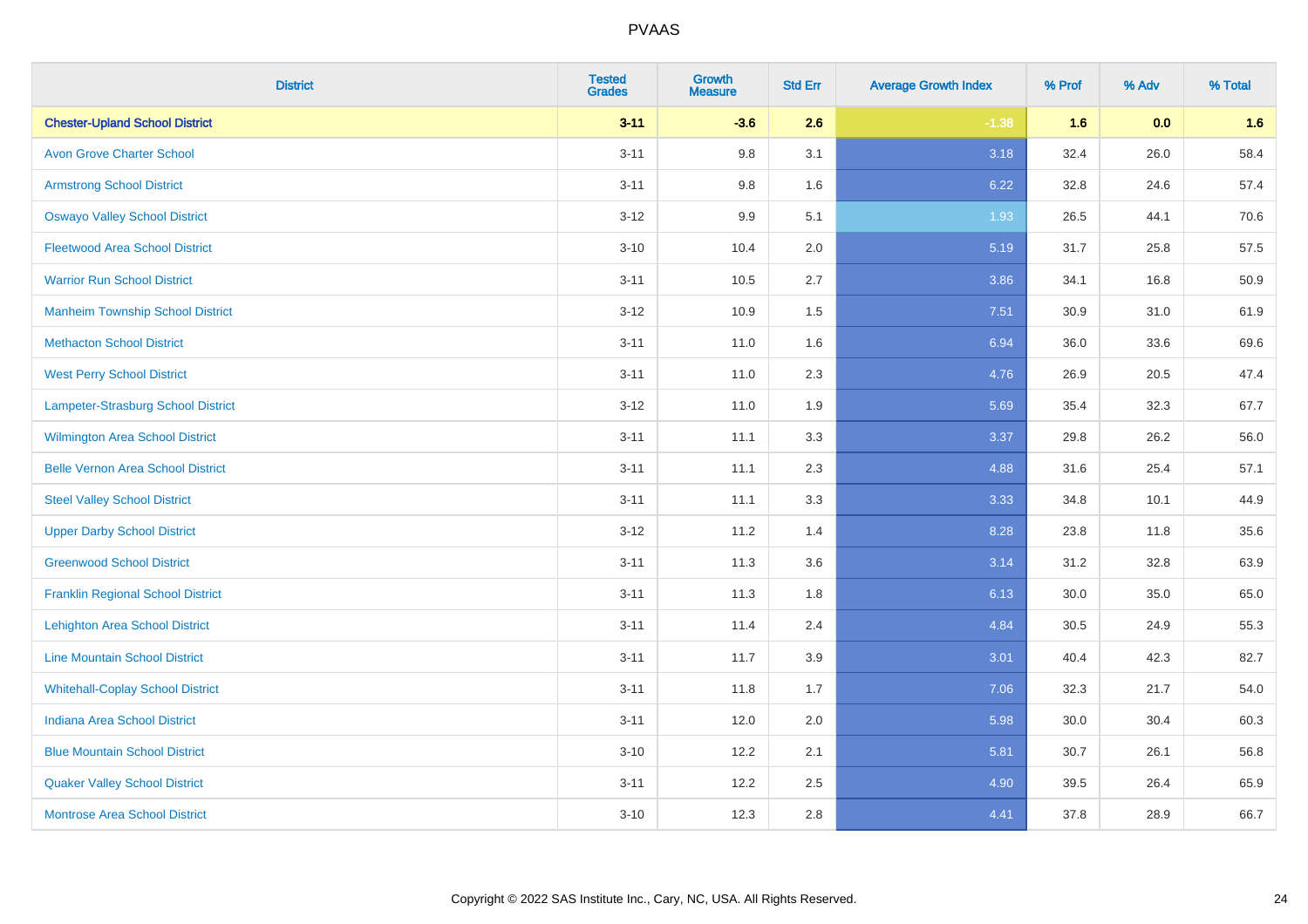| District | Tested Grades | Growth Measure | Std Err | Average Growth Index | % Prof | % Adv | % Total |
|---|---|---|---|---|---|---|---|
| **Chester-Upland School District** | **3-11** | **-3.6** | **2.6** | **-1.38** | **1.6** | **0.0** | **1.6** |
| Avon Grove Charter School | 3-11 | 9.8 | 3.1 | 3.18 | 32.4 | 26.0 | 58.4 |
| Armstrong School District | 3-11 | 9.8 | 1.6 | 6.22 | 32.8 | 24.6 | 57.4 |
| Oswayo Valley School District | 3-12 | 9.9 | 5.1 | 1.93 | 26.5 | 44.1 | 70.6 |
| Fleetwood Area School District | 3-10 | 10.4 | 2.0 | 5.19 | 31.7 | 25.8 | 57.5 |
| Warrior Run School District | 3-11 | 10.5 | 2.7 | 3.86 | 34.1 | 16.8 | 50.9 |
| Manheim Township School District | 3-12 | 10.9 | 1.5 | 7.51 | 30.9 | 31.0 | 61.9 |
| Methacton School District | 3-11 | 11.0 | 1.6 | 6.94 | 36.0 | 33.6 | 69.6 |
| West Perry School District | 3-11 | 11.0 | 2.3 | 4.76 | 26.9 | 20.5 | 47.4 |
| Lampeter-Strasburg School District | 3-12 | 11.0 | 1.9 | 5.69 | 35.4 | 32.3 | 67.7 |
| Wilmington Area School District | 3-11 | 11.1 | 3.3 | 3.37 | 29.8 | 26.2 | 56.0 |
| Belle Vernon Area School District | 3-11 | 11.1 | 2.3 | 4.88 | 31.6 | 25.4 | 57.1 |
| Steel Valley School District | 3-11 | 11.1 | 3.3 | 3.33 | 34.8 | 10.1 | 44.9 |
| Upper Darby School District | 3-12 | 11.2 | 1.4 | 8.28 | 23.8 | 11.8 | 35.6 |
| Greenwood School District | 3-11 | 11.3 | 3.6 | 3.14 | 31.2 | 32.8 | 63.9 |
| Franklin Regional School District | 3-11 | 11.3 | 1.8 | 6.13 | 30.0 | 35.0 | 65.0 |
| Lehighton Area School District | 3-11 | 11.4 | 2.4 | 4.84 | 30.5 | 24.9 | 55.3 |
| Line Mountain School District | 3-11 | 11.7 | 3.9 | 3.01 | 40.4 | 42.3 | 82.7 |
| Whitehall-Coplay School District | 3-11 | 11.8 | 1.7 | 7.06 | 32.3 | 21.7 | 54.0 |
| Indiana Area School District | 3-11 | 12.0 | 2.0 | 5.98 | 30.0 | 30.4 | 60.3 |
| Blue Mountain School District | 3-10 | 12.2 | 2.1 | 5.81 | 30.7 | 26.1 | 56.8 |
| Quaker Valley School District | 3-11 | 12.2 | 2.5 | 4.90 | 39.5 | 26.4 | 65.9 |
| Montrose Area School District | 3-10 | 12.3 | 2.8 | 4.41 | 37.8 | 28.9 | 66.7 |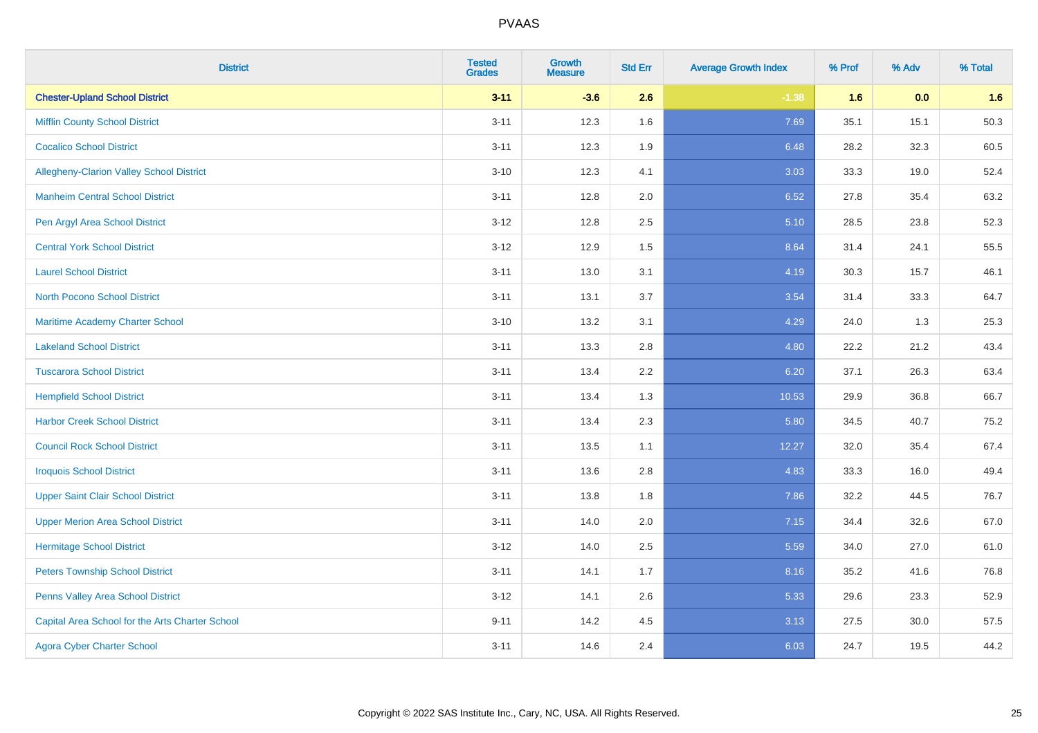| District | Tested Grades | Growth Measure | Std Err | Average Growth Index | % Prof | % Adv | % Total |
|---|---|---|---|---|---|---|---|
| **Chester-Upland School District** | **3-11** | **-3.6** | **2.6** | **-1.38** | **1.6** | **0.0** | **1.6** |
| Mifflin County School District | 3-11 | 12.3 | 1.6 | 7.69 | 35.1 | 15.1 | 50.3 |
| Cocalico School District | 3-11 | 12.3 | 1.9 | 6.48 | 28.2 | 32.3 | 60.5 |
| Allegheny-Clarion Valley School District | 3-10 | 12.3 | 4.1 | 3.03 | 33.3 | 19.0 | 52.4 |
| Manheim Central School District | 3-11 | 12.8 | 2.0 | 6.52 | 27.8 | 35.4 | 63.2 |
| Pen Argyl Area School District | 3-12 | 12.8 | 2.5 | 5.10 | 28.5 | 23.8 | 52.3 |
| Central York School District | 3-12 | 12.9 | 1.5 | 8.64 | 31.4 | 24.1 | 55.5 |
| Laurel School District | 3-11 | 13.0 | 3.1 | 4.19 | 30.3 | 15.7 | 46.1 |
| North Pocono School District | 3-11 | 13.1 | 3.7 | 3.54 | 31.4 | 33.3 | 64.7 |
| Maritime Academy Charter School | 3-10 | 13.2 | 3.1 | 4.29 | 24.0 | 1.3 | 25.3 |
| Lakeland School District | 3-11 | 13.3 | 2.8 | 4.80 | 22.2 | 21.2 | 43.4 |
| Tuscarora School District | 3-11 | 13.4 | 2.2 | 6.20 | 37.1 | 26.3 | 63.4 |
| Hempfield School District | 3-11 | 13.4 | 1.3 | 10.53 | 29.9 | 36.8 | 66.7 |
| Harbor Creek School District | 3-11 | 13.4 | 2.3 | 5.80 | 34.5 | 40.7 | 75.2 |
| Council Rock School District | 3-11 | 13.5 | 1.1 | 12.27 | 32.0 | 35.4 | 67.4 |
| Iroquois School District | 3-11 | 13.6 | 2.8 | 4.83 | 33.3 | 16.0 | 49.4 |
| Upper Saint Clair School District | 3-11 | 13.8 | 1.8 | 7.86 | 32.2 | 44.5 | 76.7 |
| Upper Merion Area School District | 3-11 | 14.0 | 2.0 | 7.15 | 34.4 | 32.6 | 67.0 |
| Hermitage School District | 3-12 | 14.0 | 2.5 | 5.59 | 34.0 | 27.0 | 61.0 |
| Peters Township School District | 3-11 | 14.1 | 1.7 | 8.16 | 35.2 | 41.6 | 76.8 |
| Penns Valley Area School District | 3-12 | 14.1 | 2.6 | 5.33 | 29.6 | 23.3 | 52.9 |
| Capital Area School for the Arts Charter School | 9-11 | 14.2 | 4.5 | 3.13 | 27.5 | 30.0 | 57.5 |
| Agora Cyber Charter School | 3-11 | 14.6 | 2.4 | 6.03 | 24.7 | 19.5 | 44.2 |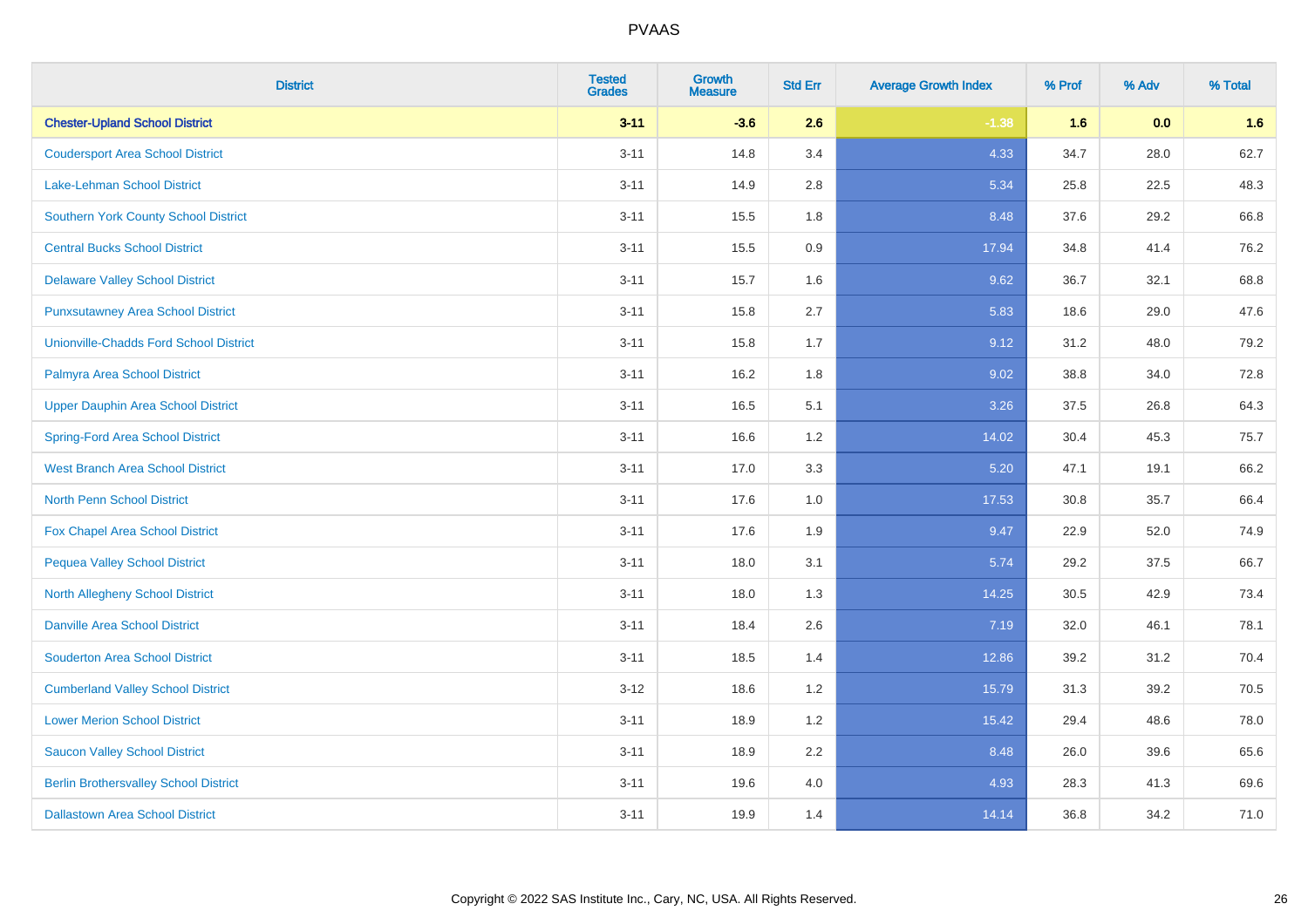| District | Tested Grades | Growth Measure | Std Err | Average Growth Index | % Prof | % Adv | % Total |
|---|---|---|---|---|---|---|---|
| **Chester-Upland School District** | **3-11** | **-3.6** | **2.6** | **-1.38** | **1.6** | **0.0** | **1.6** |
| Coudersport Area School District | 3-11 | 14.8 | 3.4 | 4.33 | 34.7 | 28.0 | 62.7 |
| Lake-Lehman School District | 3-11 | 14.9 | 2.8 | 5.34 | 25.8 | 22.5 | 48.3 |
| Southern York County School District | 3-11 | 15.5 | 1.8 | 8.48 | 37.6 | 29.2 | 66.8 |
| Central Bucks School District | 3-11 | 15.5 | 0.9 | 17.94 | 34.8 | 41.4 | 76.2 |
| Delaware Valley School District | 3-11 | 15.7 | 1.6 | 9.62 | 36.7 | 32.1 | 68.8 |
| Punxsutawney Area School District | 3-11 | 15.8 | 2.7 | 5.83 | 18.6 | 29.0 | 47.6 |
| Unionville-Chadds Ford School District | 3-11 | 15.8 | 1.7 | 9.12 | 31.2 | 48.0 | 79.2 |
| Palmyra Area School District | 3-11 | 16.2 | 1.8 | 9.02 | 38.8 | 34.0 | 72.8 |
| Upper Dauphin Area School District | 3-11 | 16.5 | 5.1 | 3.26 | 37.5 | 26.8 | 64.3 |
| Spring-Ford Area School District | 3-11 | 16.6 | 1.2 | 14.02 | 30.4 | 45.3 | 75.7 |
| West Branch Area School District | 3-11 | 17.0 | 3.3 | 5.20 | 47.1 | 19.1 | 66.2 |
| North Penn School District | 3-11 | 17.6 | 1.0 | 17.53 | 30.8 | 35.7 | 66.4 |
| Fox Chapel Area School District | 3-11 | 17.6 | 1.9 | 9.47 | 22.9 | 52.0 | 74.9 |
| Pequea Valley School District | 3-11 | 18.0 | 3.1 | 5.74 | 29.2 | 37.5 | 66.7 |
| North Allegheny School District | 3-11 | 18.0 | 1.3 | 14.25 | 30.5 | 42.9 | 73.4 |
| Danville Area School District | 3-11 | 18.4 | 2.6 | 7.19 | 32.0 | 46.1 | 78.1 |
| Souderton Area School District | 3-11 | 18.5 | 1.4 | 12.86 | 39.2 | 31.2 | 70.4 |
| Cumberland Valley School District | 3-12 | 18.6 | 1.2 | 15.79 | 31.3 | 39.2 | 70.5 |
| Lower Merion School District | 3-11 | 18.9 | 1.2 | 15.42 | 29.4 | 48.6 | 78.0 |
| Saucon Valley School District | 3-11 | 18.9 | 2.2 | 8.48 | 26.0 | 39.6 | 65.6 |
| Berlin Brothersvalley School District | 3-11 | 19.6 | 4.0 | 4.93 | 28.3 | 41.3 | 69.6 |
| Dallastown Area School District | 3-11 | 19.9 | 1.4 | 14.14 | 36.8 | 34.2 | 71.0 |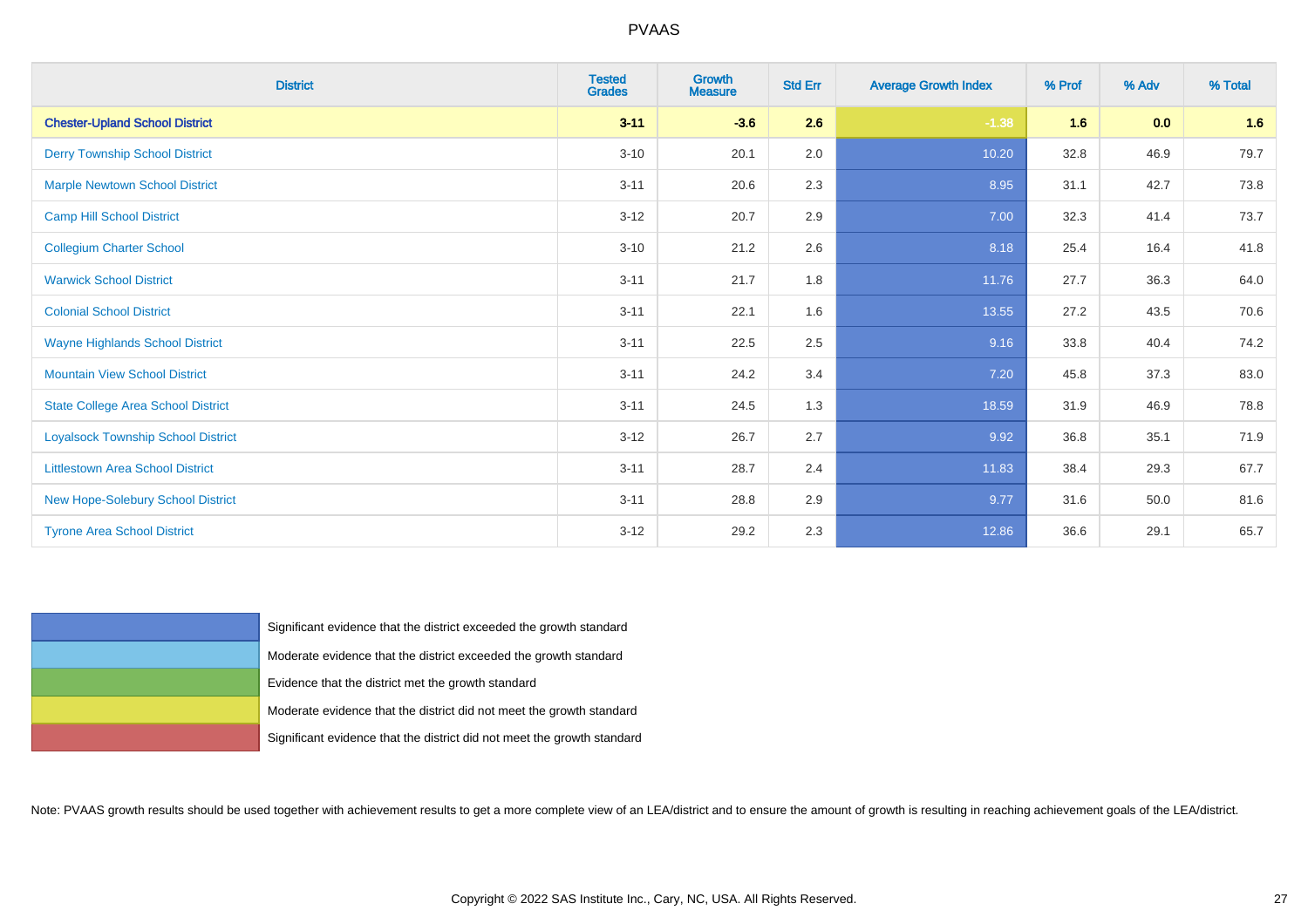# PVAAS

| District | Tested Grades | Growth Measure | Std Err | Average Growth Index | % Prof | % Adv | % Total |
|---|---|---|---|---|---|---|---|
| **Chester-Upland School District** | **3-11** | **-3.6** | **2.6** | **-1.38** | **1.6** | **0.0** | **1.6** |
| Derry Township School District | 3-10 | 20.1 | 2.0 | 10.20 | 32.8 | 46.9 | 79.7 |
| Marple Newtown School District | 3-11 | 20.6 | 2.3 | 8.95 | 31.1 | 42.7 | 73.8 |
| Camp Hill School District | 3-12 | 20.7 | 2.9 | 7.00 | 32.3 | 41.4 | 73.7 |
| Collegium Charter School | 3-10 | 21.2 | 2.6 | 8.18 | 25.4 | 16.4 | 41.8 |
| Warwick School District | 3-11 | 21.7 | 1.8 | 11.76 | 27.7 | 36.3 | 64.0 |
| Colonial School District | 3-11 | 22.1 | 1.6 | 13.55 | 27.2 | 43.5 | 70.6 |
| Wayne Highlands School District | 3-11 | 22.5 | 2.5 | 9.16 | 33.8 | 40.4 | 74.2 |
| Mountain View School District | 3-11 | 24.2 | 3.4 | 7.20 | 45.8 | 37.3 | 83.0 |
| State College Area School District | 3-11 | 24.5 | 1.3 | 18.59 | 31.9 | 46.9 | 78.8 |
| Loyalsock Township School District | 3-12 | 26.7 | 2.7 | 9.92 | 36.8 | 35.1 | 71.9 |
| Littlestown Area School District | 3-11 | 28.7 | 2.4 | 11.83 | 38.4 | 29.3 | 67.7 |
| New Hope-Solebury School District | 3-11 | 28.8 | 2.9 | 9.77 | 31.6 | 50.0 | 81.6 |
| Tyrone Area School District | 3-12 | 29.2 | 2.3 | 12.86 | 36.6 | 29.1 | 65.7 |

Significant evidence that the district exceeded the growth standard

Moderate evidence that the district exceeded the growth standard

Evidence that the district met the growth standard

Moderate evidence that the district did not meet the growth standard

Significant evidence that the district did not meet the growth standard

Note: PVAAS growth results should be used together with achievement results to get a more complete view of an LEA/district and to ensure the amount of growth is resulting in reaching achievement goals of the LEA/district.

Copyright © 2022 SAS Institute Inc., Cary, NC, USA. All Rights Reserved.